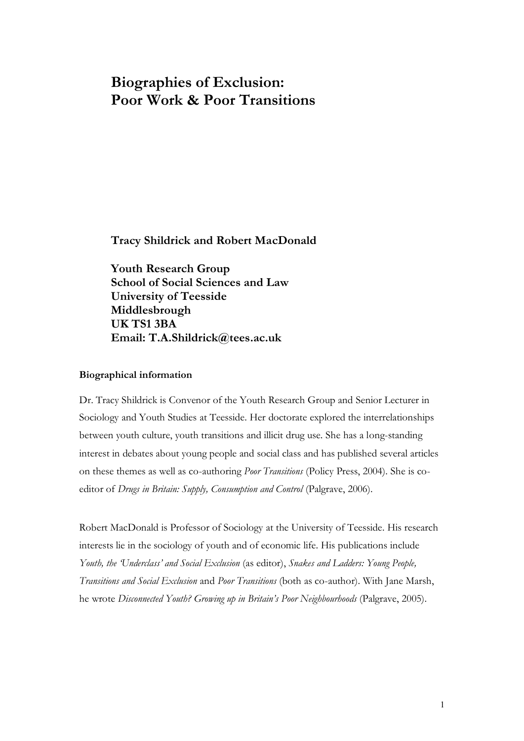# Biographies of Exclusion: Poor Work & Poor Transitions

**Tracy Shildrick and Robert MacDonald**

**Youth Research Group**
**School of Social Sciences and Law**
**University of Teesside**
**Middlesbrough**
**UK TS1 3BA**
**Email: T.A.Shildrick@tees.ac.uk**

**Biographical information**

Dr. Tracy Shildrick is Convenor of the Youth Research Group and Senior Lecturer in Sociology and Youth Studies at Teesside. Her doctorate explored the interrelationships between youth culture, youth transitions and illicit drug use. She has a long-standing interest in debates about young people and social class and has published several articles on these themes as well as co-authoring *Poor Transitions* (Policy Press, 2004). She is co-editor of *Drugs in Britain: Supply, Consumption and Control* (Palgrave, 2006).

Robert MacDonald is Professor of Sociology at the University of Teesside. His research interests lie in the sociology of youth and of economic life. His publications include *Youth, the 'Underclass' and Social Exclusion* (as editor), *Snakes and Ladders: Young People, Transitions and Social Exclusion* and *Poor Transitions* (both as co-author). With Jane Marsh, he wrote *Disconnected Youth? Growing up in Britain's Poor Neighbourhoods* (Palgrave, 2005).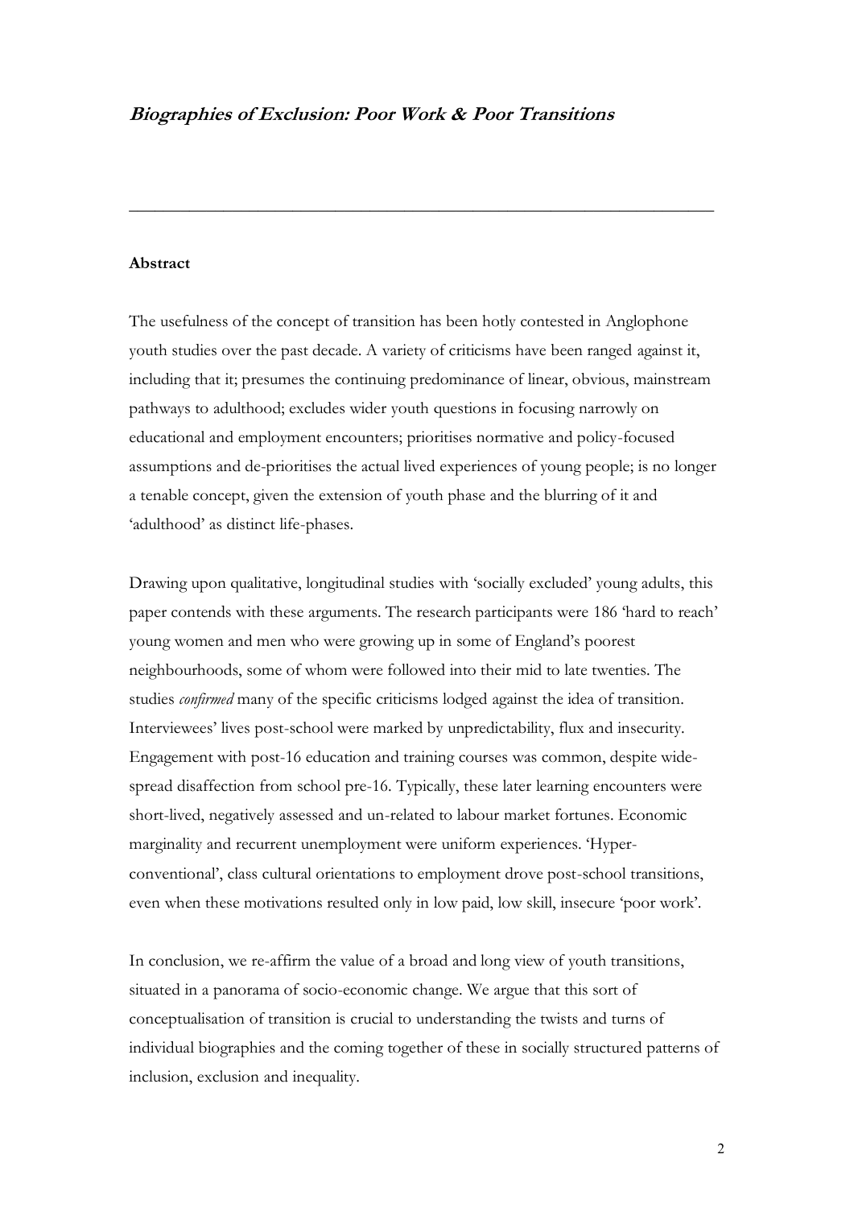## ***Biographies of Exclusion: Poor Work & Poor Transitions***

---

**Abstract**

The usefulness of the concept of transition has been hotly contested in Anglophone youth studies over the past decade. A variety of criticisms have been ranged against it, including that it; presumes the continuing predominance of linear, obvious, mainstream pathways to adulthood; excludes wider youth questions in focusing narrowly on educational and employment encounters; prioritises normative and policy-focused assumptions and de-prioritises the actual lived experiences of young people; is no longer a tenable concept, given the extension of youth phase and the blurring of it and 'adulthood' as distinct life-phases.

Drawing upon qualitative, longitudinal studies with 'socially excluded' young adults, this paper contends with these arguments. The research participants were 186 'hard to reach' young women and men who were growing up in some of England's poorest neighbourhoods, some of whom were followed into their mid to late twenties. The studies *confirmed* many of the specific criticisms lodged against the idea of transition. Interviewees' lives post-school were marked by unpredictability, flux and insecurity. Engagement with post-16 education and training courses was common, despite wide-spread disaffection from school pre-16. Typically, these later learning encounters were short-lived, negatively assessed and un-related to labour market fortunes. Economic marginality and recurrent unemployment were uniform experiences. 'Hyper-conventional', class cultural orientations to employment drove post-school transitions, even when these motivations resulted only in low paid, low skill, insecure 'poor work'.

In conclusion, we re-affirm the value of a broad and long view of youth transitions, situated in a panorama of socio-economic change. We argue that this sort of conceptualisation of transition is crucial to understanding the twists and turns of individual biographies and the coming together of these in socially structured patterns of inclusion, exclusion and inequality.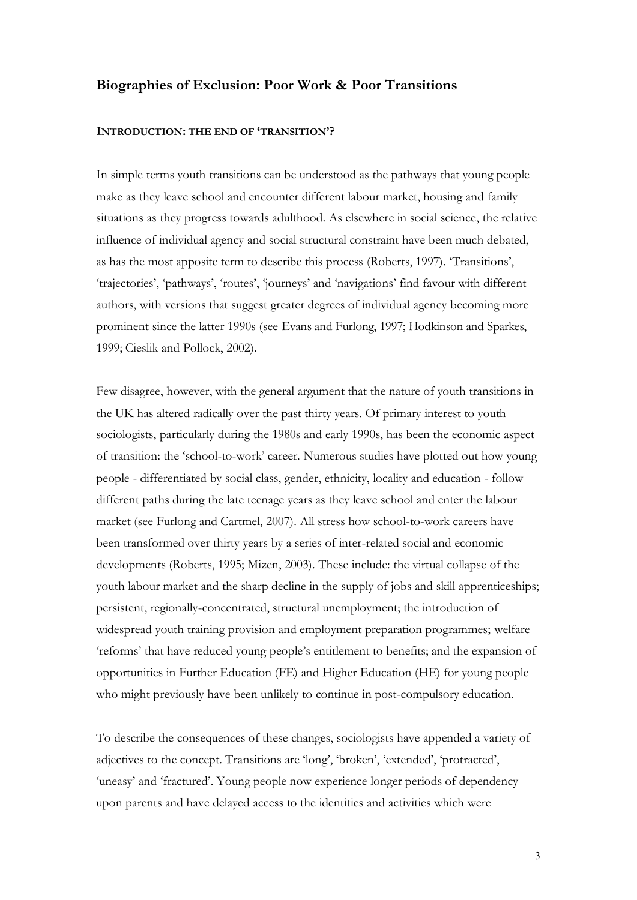## Biographies of Exclusion: Poor Work & Poor Transitions

### INTRODUCTION: THE END OF 'TRANSITION'?

In simple terms youth transitions can be understood as the pathways that young people make as they leave school and encounter different labour market, housing and family situations as they progress towards adulthood. As elsewhere in social science, the relative influence of individual agency and social structural constraint have been much debated, as has the most apposite term to describe this process (Roberts, 1997). 'Transitions', 'trajectories', 'pathways', 'routes', 'journeys' and 'navigations' find favour with different authors, with versions that suggest greater degrees of individual agency becoming more prominent since the latter 1990s (see Evans and Furlong, 1997; Hodkinson and Sparkes, 1999; Cieslik and Pollock, 2002).

Few disagree, however, with the general argument that the nature of youth transitions in the UK has altered radically over the past thirty years. Of primary interest to youth sociologists, particularly during the 1980s and early 1990s, has been the economic aspect of transition: the 'school-to-work' career. Numerous studies have plotted out how young people - differentiated by social class, gender, ethnicity, locality and education - follow different paths during the late teenage years as they leave school and enter the labour market (see Furlong and Cartmel, 2007). All stress how school-to-work careers have been transformed over thirty years by a series of inter-related social and economic developments (Roberts, 1995; Mizen, 2003). These include: the virtual collapse of the youth labour market and the sharp decline in the supply of jobs and skill apprenticeships; persistent, regionally-concentrated, structural unemployment; the introduction of widespread youth training provision and employment preparation programmes; welfare 'reforms' that have reduced young people's entitlement to benefits; and the expansion of opportunities in Further Education (FE) and Higher Education (HE) for young people who might previously have been unlikely to continue in post-compulsory education.

To describe the consequences of these changes, sociologists have appended a variety of adjectives to the concept. Transitions are 'long', 'broken', 'extended', 'protracted', 'uneasy' and 'fractured'. Young people now experience longer periods of dependency upon parents and have delayed access to the identities and activities which were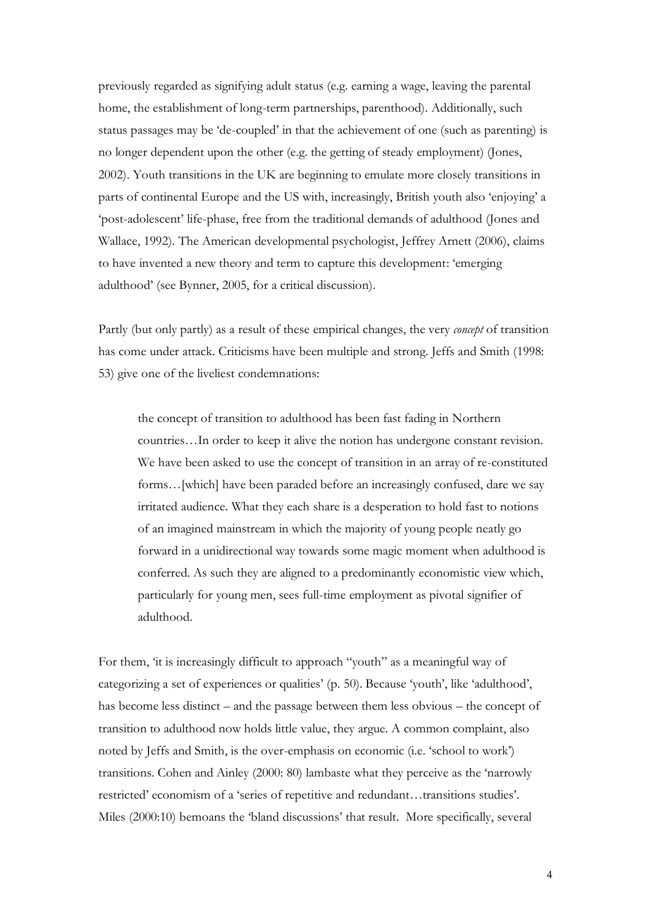previously regarded as signifying adult status (e.g. earning a wage, leaving the parental home, the establishment of long-term partnerships, parenthood). Additionally, such status passages may be 'de-coupled' in that the achievement of one (such as parenting) is no longer dependent upon the other (e.g. the getting of steady employment) (Jones, 2002). Youth transitions in the UK are beginning to emulate more closely transitions in parts of continental Europe and the US with, increasingly, British youth also 'enjoying' a 'post-adolescent' life-phase, free from the traditional demands of adulthood (Jones and Wallace, 1992). The American developmental psychologist, Jeffrey Arnett (2006), claims to have invented a new theory and term to capture this development: 'emerging adulthood' (see Bynner, 2005, for a critical discussion).

Partly (but only partly) as a result of these empirical changes, the very *concept* of transition has come under attack. Criticisms have been multiple and strong. Jeffs and Smith (1998: 53) give one of the liveliest condemnations:

> the concept of transition to adulthood has been fast fading in Northern countries…In order to keep it alive the notion has undergone constant revision. We have been asked to use the concept of transition in an array of re-constituted forms…[which] have been paraded before an increasingly confused, dare we say irritated audience. What they each share is a desperation to hold fast to notions of an imagined mainstream in which the majority of young people neatly go forward in a unidirectional way towards some magic moment when adulthood is conferred. As such they are aligned to a predominantly economistic view which, particularly for young men, sees full-time employment as pivotal signifier of adulthood.

For them, 'it is increasingly difficult to approach "youth" as a meaningful way of categorizing a set of experiences or qualities' (p. 50). Because 'youth', like 'adulthood', has become less distinct – and the passage between them less obvious – the concept of transition to adulthood now holds little value, they argue. A common complaint, also noted by Jeffs and Smith, is the over-emphasis on economic (i.e. 'school to work') transitions. Cohen and Ainley (2000: 80) lambaste what they perceive as the 'narrowly restricted' economism of a 'series of repetitive and redundant…transitions studies'. Miles (2000:10) bemoans the 'bland discussions' that result. More specifically, several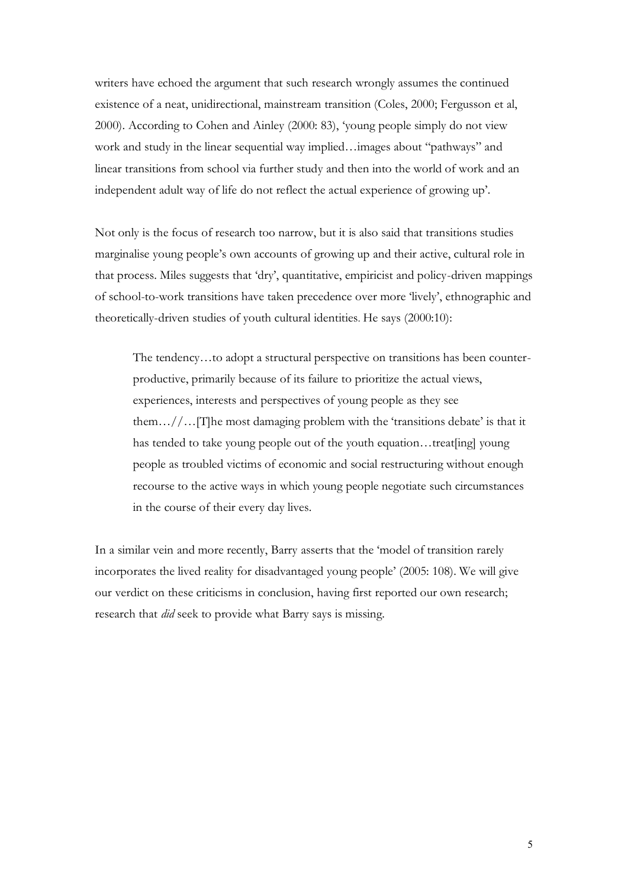writers have echoed the argument that such research wrongly assumes the continued existence of a neat, unidirectional, mainstream transition (Coles, 2000; Fergusson et al, 2000). According to Cohen and Ainley (2000: 83), 'young people simply do not view work and study in the linear sequential way implied…images about "pathways" and linear transitions from school via further study and then into the world of work and an independent adult way of life do not reflect the actual experience of growing up'.

Not only is the focus of research too narrow, but it is also said that transitions studies marginalise young people's own accounts of growing up and their active, cultural role in that process. Miles suggests that 'dry', quantitative, empiricist and policy-driven mappings of school-to-work transitions have taken precedence over more 'lively', ethnographic and theoretically-driven studies of youth cultural identities. He says (2000:10):

> The tendency…to adopt a structural perspective on transitions has been counter-productive, primarily because of its failure to prioritize the actual views, experiences, interests and perspectives of young people as they see them…//…[T]he most damaging problem with the 'transitions debate' is that it has tended to take young people out of the youth equation…treat[ing] young people as troubled victims of economic and social restructuring without enough recourse to the active ways in which young people negotiate such circumstances in the course of their every day lives.

In a similar vein and more recently, Barry asserts that the 'model of transition rarely incorporates the lived reality for disadvantaged young people' (2005: 108). We will give our verdict on these criticisms in conclusion, having first reported our own research; research that *did* seek to provide what Barry says is missing.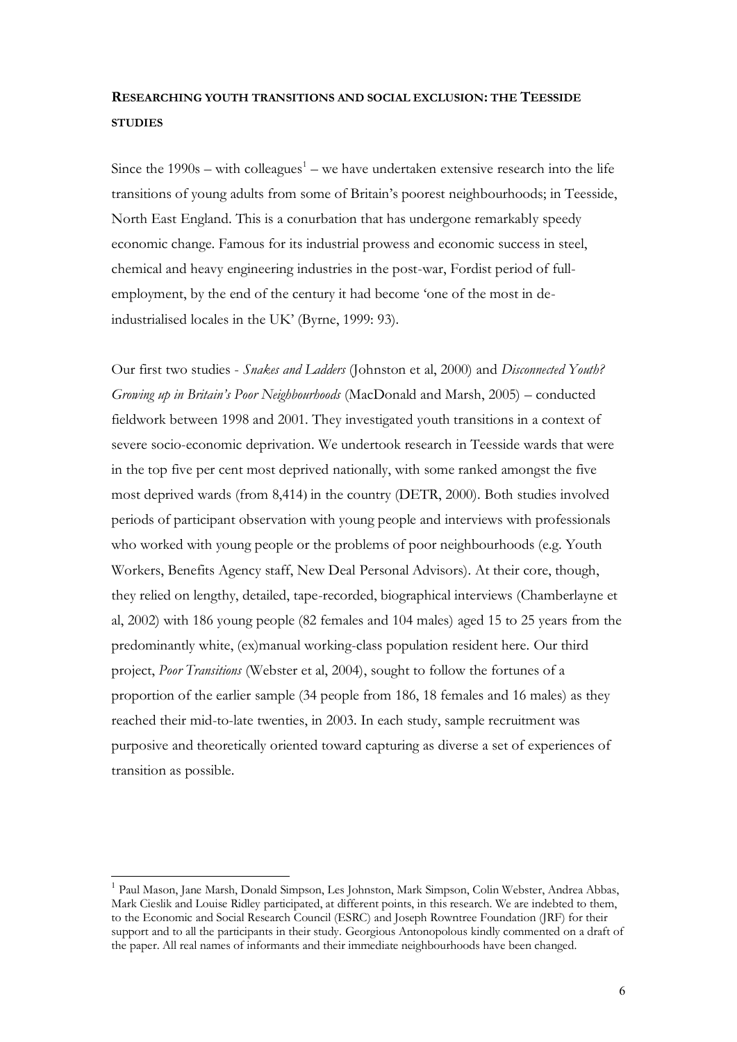## RESEARCHING YOUTH TRANSITIONS AND SOCIAL EXCLUSION: THE TEESSIDE STUDIES

Since the 1990s – with colleagues[1] – we have undertaken extensive research into the life transitions of young adults from some of Britain's poorest neighbourhoods; in Teesside, North East England. This is a conurbation that has undergone remarkably speedy economic change. Famous for its industrial prowess and economic success in steel, chemical and heavy engineering industries in the post-war, Fordist period of full-employment, by the end of the century it had become 'one of the most in de-industrialised locales in the UK' (Byrne, 1999: 93).

Our first two studies - *Snakes and Ladders* (Johnston et al, 2000) and *Disconnected Youth? Growing up in Britain's Poor Neighbourhoods* (MacDonald and Marsh, 2005) – conducted fieldwork between 1998 and 2001. They investigated youth transitions in a context of severe socio-economic deprivation. We undertook research in Teesside wards that were in the top five per cent most deprived nationally, with some ranked amongst the five most deprived wards (from 8,414) in the country (DETR, 2000). Both studies involved periods of participant observation with young people and interviews with professionals who worked with young people or the problems of poor neighbourhoods (e.g. Youth Workers, Benefits Agency staff, New Deal Personal Advisors). At their core, though, they relied on lengthy, detailed, tape-recorded, biographical interviews (Chamberlayne et al, 2002) with 186 young people (82 females and 104 males) aged 15 to 25 years from the predominantly white, (ex)manual working-class population resident here. Our third project, *Poor Transitions* (Webster et al, 2004), sought to follow the fortunes of a proportion of the earlier sample (34 people from 186, 18 females and 16 males) as they reached their mid-to-late twenties, in 2003. In each study, sample recruitment was purposive and theoretically oriented toward capturing as diverse a set of experiences of transition as possible.

[1] Paul Mason, Jane Marsh, Donald Simpson, Les Johnston, Mark Simpson, Colin Webster, Andrea Abbas, Mark Cieslik and Louise Ridley participated, at different points, in this research. We are indebted to them, to the Economic and Social Research Council (ESRC) and Joseph Rowntree Foundation (JRF) for their support and to all the participants in their study. Georgious Antonopolous kindly commented on a draft of the paper. All real names of informants and their immediate neighbourhoods have been changed.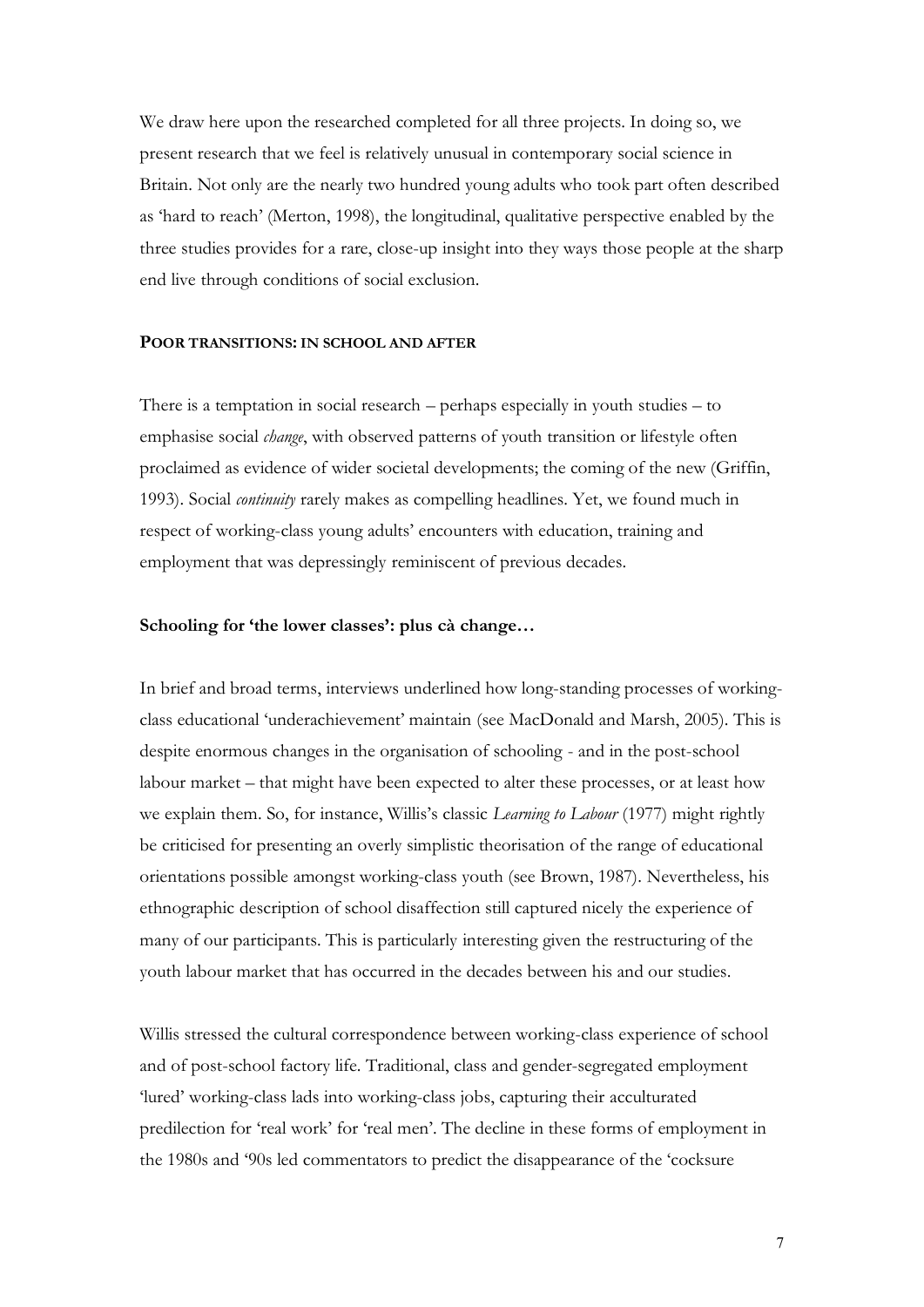We draw here upon the researched completed for all three projects. In doing so, we present research that we feel is relatively unusual in contemporary social science in Britain. Not only are the nearly two hundred young adults who took part often described as 'hard to reach' (Merton, 1998), the longitudinal, qualitative perspective enabled by the three studies provides for a rare, close-up insight into they ways those people at the sharp end live through conditions of social exclusion.

## POOR TRANSITIONS: IN SCHOOL AND AFTER

There is a temptation in social research – perhaps especially in youth studies – to emphasise social *change*, with observed patterns of youth transition or lifestyle often proclaimed as evidence of wider societal developments; the coming of the new (Griffin, 1993). Social *continuity* rarely makes as compelling headlines. Yet, we found much in respect of working-class young adults' encounters with education, training and employment that was depressingly reminiscent of previous decades.

### Schooling for 'the lower classes': plus cà change…

In brief and broad terms, interviews underlined how long-standing processes of working-class educational 'underachievement' maintain (see MacDonald and Marsh, 2005). This is despite enormous changes in the organisation of schooling - and in the post-school labour market – that might have been expected to alter these processes, or at least how we explain them. So, for instance, Willis's classic *Learning to Labour* (1977) might rightly be criticised for presenting an overly simplistic theorisation of the range of educational orientations possible amongst working-class youth (see Brown, 1987). Nevertheless, his ethnographic description of school disaffection still captured nicely the experience of many of our participants. This is particularly interesting given the restructuring of the youth labour market that has occurred in the decades between his and our studies.

Willis stressed the cultural correspondence between working-class experience of school and of post-school factory life. Traditional, class and gender-segregated employment 'lured' working-class lads into working-class jobs, capturing their acculturated predilection for 'real work' for 'real men'. The decline in these forms of employment in the 1980s and '90s led commentators to predict the disappearance of the 'cocksure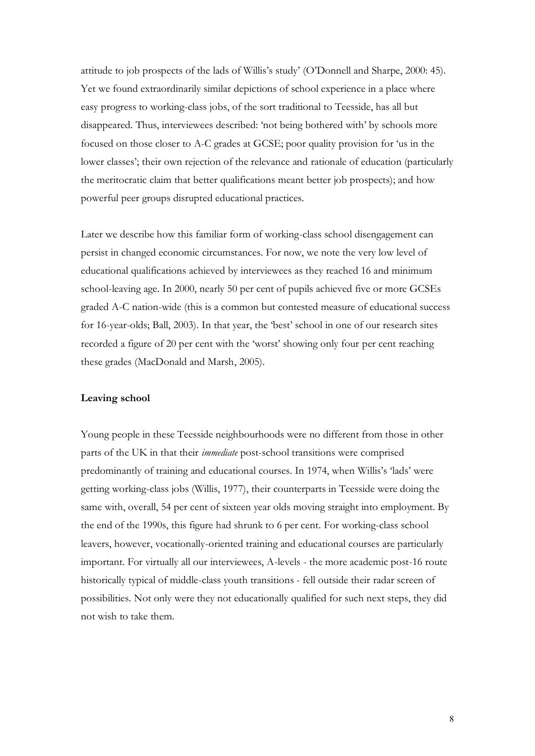attitude to job prospects of the lads of Willis's study' (O'Donnell and Sharpe, 2000: 45). Yet we found extraordinarily similar depictions of school experience in a place where easy progress to working-class jobs, of the sort traditional to Teesside, has all but disappeared. Thus, interviewees described: 'not being bothered with' by schools more focused on those closer to A-C grades at GCSE; poor quality provision for 'us in the lower classes'; their own rejection of the relevance and rationale of education (particularly the meritocratic claim that better qualifications meant better job prospects); and how powerful peer groups disrupted educational practices.

Later we describe how this familiar form of working-class school disengagement can persist in changed economic circumstances. For now, we note the very low level of educational qualifications achieved by interviewees as they reached 16 and minimum school-leaving age. In 2000, nearly 50 per cent of pupils achieved five or more GCSEs graded A-C nation-wide (this is a common but contested measure of educational success for 16-year-olds; Ball, 2003). In that year, the 'best' school in one of our research sites recorded a figure of 20 per cent with the 'worst' showing only four per cent reaching these grades (MacDonald and Marsh, 2005).

**Leaving school**

Young people in these Teesside neighbourhoods were no different from those in other parts of the UK in that their *immediate* post-school transitions were comprised predominantly of training and educational courses. In 1974, when Willis's 'lads' were getting working-class jobs (Willis, 1977), their counterparts in Teesside were doing the same with, overall, 54 per cent of sixteen year olds moving straight into employment. By the end of the 1990s, this figure had shrunk to 6 per cent. For working-class school leavers, however, vocationally-oriented training and educational courses are particularly important. For virtually all our interviewees, A-levels - the more academic post-16 route historically typical of middle-class youth transitions - fell outside their radar screen of possibilities. Not only were they not educationally qualified for such next steps, they did not wish to take them.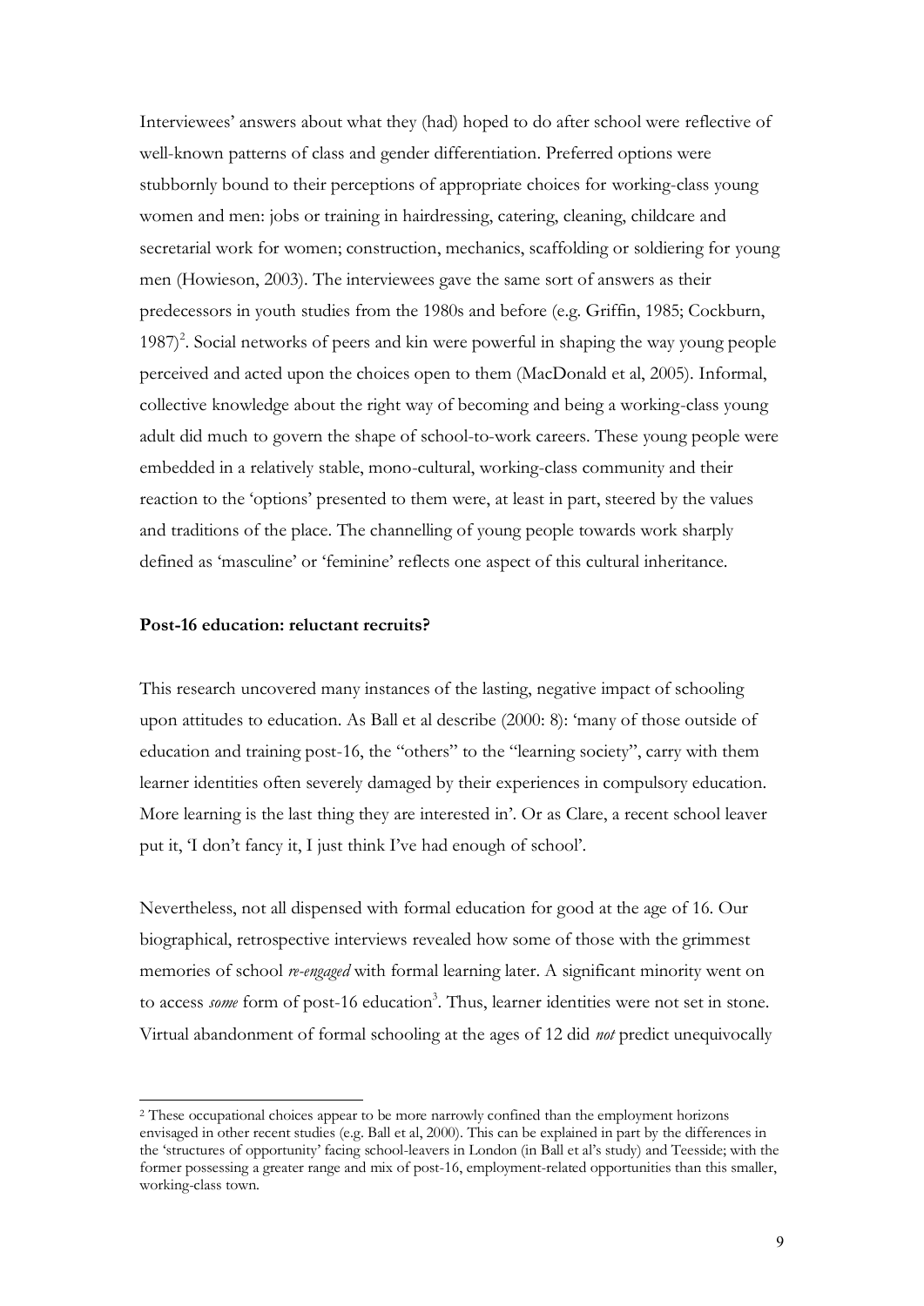Interviewees' answers about what they (had) hoped to do after school were reflective of well-known patterns of class and gender differentiation. Preferred options were stubbornly bound to their perceptions of appropriate choices for working-class young women and men: jobs or training in hairdressing, catering, cleaning, childcare and secretarial work for women; construction, mechanics, scaffolding or soldiering for young men (Howieson, 2003). The interviewees gave the same sort of answers as their predecessors in youth studies from the 1980s and before (e.g. Griffin, 1985; Cockburn, 1987)[2]. Social networks of peers and kin were powerful in shaping the way young people perceived and acted upon the choices open to them (MacDonald et al, 2005). Informal, collective knowledge about the right way of becoming and being a working-class young adult did much to govern the shape of school-to-work careers. These young people were embedded in a relatively stable, mono-cultural, working-class community and their reaction to the 'options' presented to them were, at least in part, steered by the values and traditions of the place. The channelling of young people towards work sharply defined as 'masculine' or 'feminine' reflects one aspect of this cultural inheritance.

**Post-16 education: reluctant recruits?**

This research uncovered many instances of the lasting, negative impact of schooling upon attitudes to education. As Ball et al describe (2000: 8): 'many of those outside of education and training post-16, the "others" to the "learning society", carry with them learner identities often severely damaged by their experiences in compulsory education. More learning is the last thing they are interested in'. Or as Clare, a recent school leaver put it, 'I don't fancy it, I just think I've had enough of school'.

Nevertheless, not all dispensed with formal education for good at the age of 16. Our biographical, retrospective interviews revealed how some of those with the grimmest memories of school *re-engaged* with formal learning later. A significant minority went on to access *some* form of post-16 education[3]. Thus, learner identities were not set in stone. Virtual abandonment of formal schooling at the ages of 12 did *not* predict unequivocally

[2] These occupational choices appear to be more narrowly confined than the employment horizons envisaged in other recent studies (e.g. Ball et al, 2000). This can be explained in part by the differences in the 'structures of opportunity' facing school-leavers in London (in Ball et al's study) and Teesside; with the former possessing a greater range and mix of post-16, employment-related opportunities than this smaller, working-class town.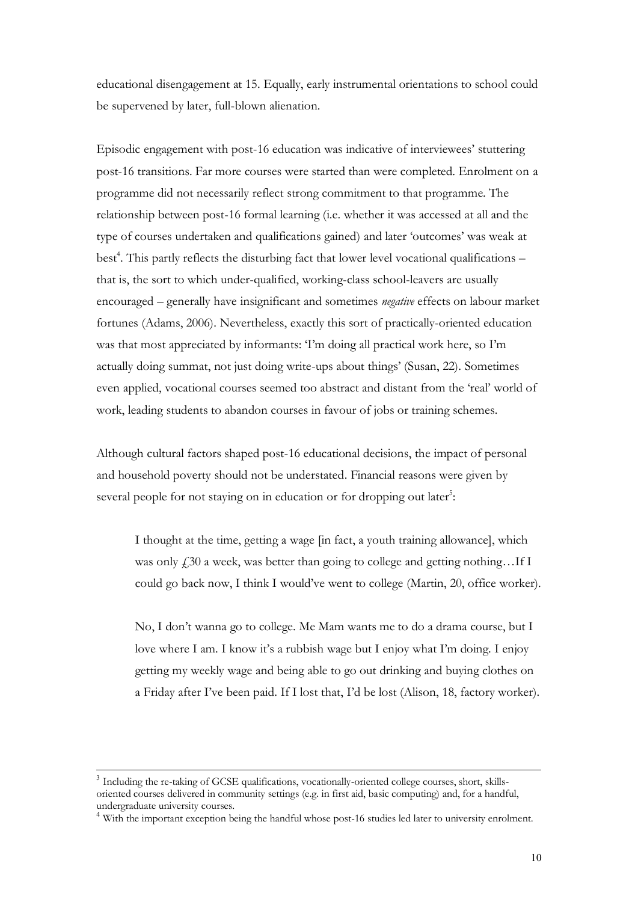educational disengagement at 15. Equally, early instrumental orientations to school could be supervened by later, full-blown alienation.

Episodic engagement with post-16 education was indicative of interviewees' stuttering post-16 transitions. Far more courses were started than were completed. Enrolment on a programme did not necessarily reflect strong commitment to that programme. The relationship between post-16 formal learning (i.e. whether it was accessed at all and the type of courses undertaken and qualifications gained) and later 'outcomes' was weak at best[4]. This partly reflects the disturbing fact that lower level vocational qualifications – that is, the sort to which under-qualified, working-class school-leavers are usually encouraged – generally have insignificant and sometimes *negative* effects on labour market fortunes (Adams, 2006). Nevertheless, exactly this sort of practically-oriented education was that most appreciated by informants: 'I'm doing all practical work here, so I'm actually doing summat, not just doing write-ups about things' (Susan, 22). Sometimes even applied, vocational courses seemed too abstract and distant from the 'real' world of work, leading students to abandon courses in favour of jobs or training schemes.

Although cultural factors shaped post-16 educational decisions, the impact of personal and household poverty should not be understated. Financial reasons were given by several people for not staying on in education or for dropping out later[5]:

> I thought at the time, getting a wage [in fact, a youth training allowance], which was only £30 a week, was better than going to college and getting nothing…If I could go back now, I think I would've went to college (Martin, 20, office worker).

> No, I don't wanna go to college. Me Mam wants me to do a drama course, but I love where I am. I know it's a rubbish wage but I enjoy what I'm doing. I enjoy getting my weekly wage and being able to go out drinking and buying clothes on a Friday after I've been paid. If I lost that, I'd be lost (Alison, 18, factory worker).

---

[3] Including the re-taking of GCSE qualifications, vocationally-oriented college courses, short, skills-oriented courses delivered in community settings (e.g. in first aid, basic computing) and, for a handful, undergraduate university courses.

[4] With the important exception being the handful whose post-16 studies led later to university enrolment.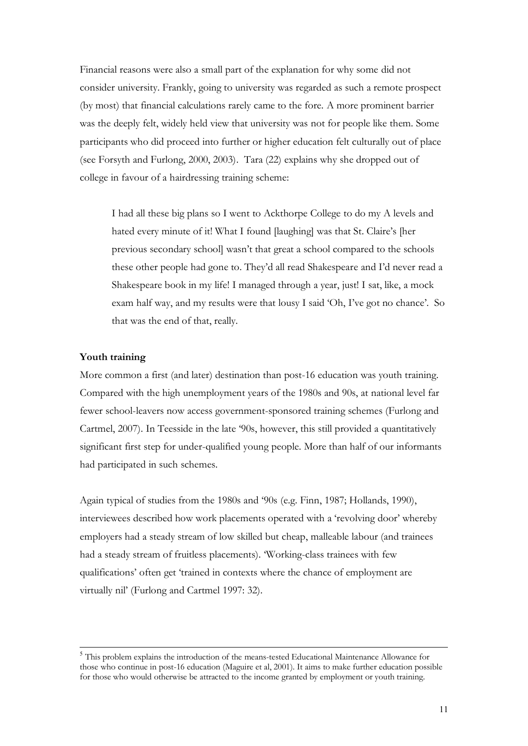Financial reasons were also a small part of the explanation for why some did not consider university. Frankly, going to university was regarded as such a remote prospect (by most) that financial calculations rarely came to the fore. A more prominent barrier was the deeply felt, widely held view that university was not for people like them. Some participants who did proceed into further or higher education felt culturally out of place (see Forsyth and Furlong, 2000, 2003). Tara (22) explains why she dropped out of college in favour of a hairdressing training scheme:

> I had all these big plans so I went to Ackthorpe College to do my A levels and hated every minute of it! What I found [laughing] was that St. Claire's [her previous secondary school] wasn't that great a school compared to the schools these other people had gone to. They'd all read Shakespeare and I'd never read a Shakespeare book in my life! I managed through a year, just! I sat, like, a mock exam half way, and my results were that lousy I said 'Oh, I've got no chance'. So that was the end of that, really.

**Youth training**

More common a first (and later) destination than post-16 education was youth training. Compared with the high unemployment years of the 1980s and 90s, at national level far fewer school-leavers now access government-sponsored training schemes (Furlong and Cartmel, 2007). In Teesside in the late '90s, however, this still provided a quantitatively significant first step for under-qualified young people. More than half of our informants had participated in such schemes.

Again typical of studies from the 1980s and '90s (e.g. Finn, 1987; Hollands, 1990), interviewees described how work placements operated with a 'revolving door' whereby employers had a steady stream of low skilled but cheap, malleable labour (and trainees had a steady stream of fruitless placements). 'Working-class trainees with few qualifications' often get 'trained in contexts where the chance of employment are virtually nil' (Furlong and Cartmel 1997: 32).

---

[5] This problem explains the introduction of the means-tested Educational Maintenance Allowance for those who continue in post-16 education (Maguire et al, 2001). It aims to make further education possible for those who would otherwise be attracted to the income granted by employment or youth training.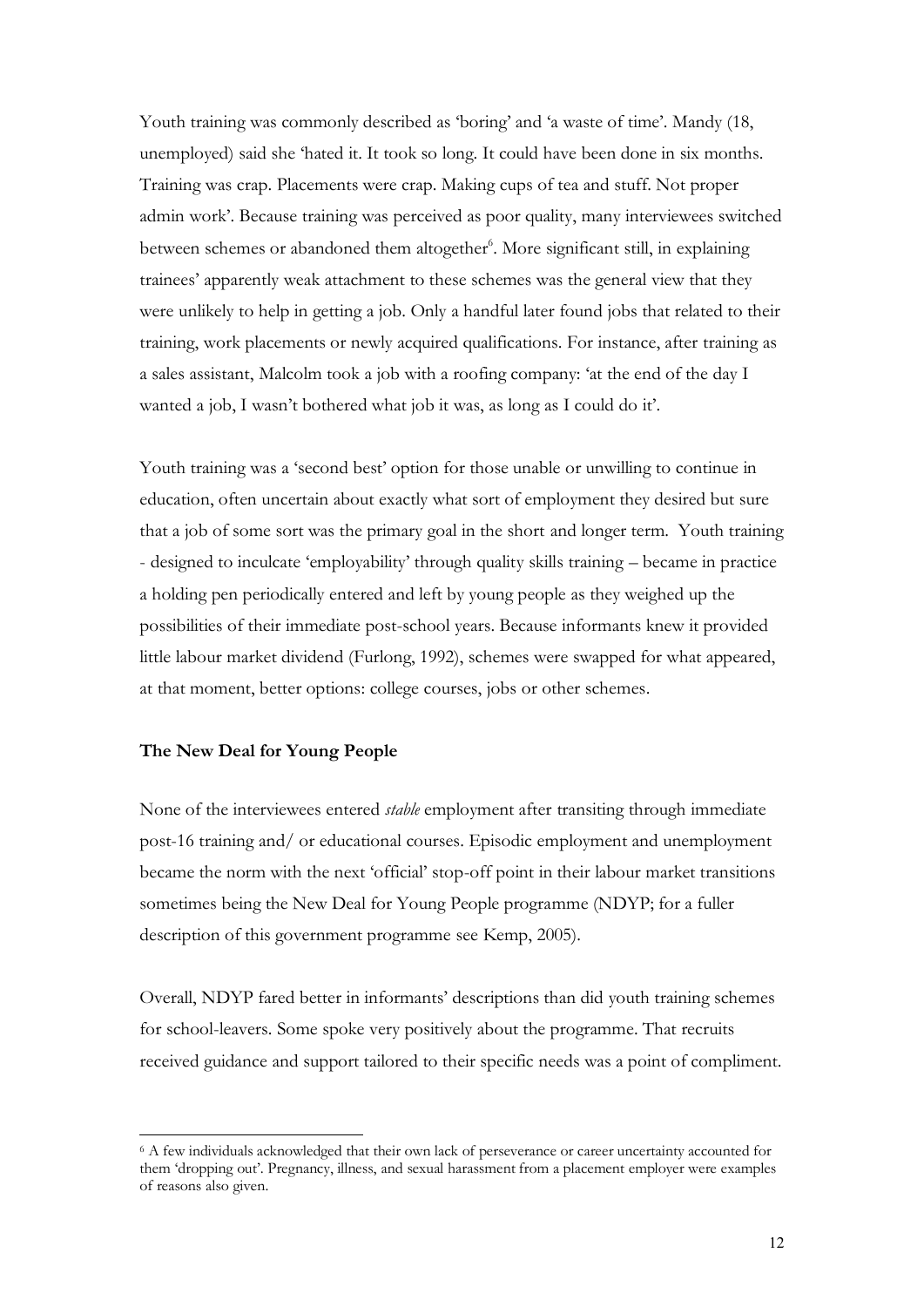Youth training was commonly described as 'boring' and 'a waste of time'. Mandy (18, unemployed) said she 'hated it. It took so long. It could have been done in six months. Training was crap. Placements were crap. Making cups of tea and stuff. Not proper admin work'. Because training was perceived as poor quality, many interviewees switched between schemes or abandoned them altogether[6]. More significant still, in explaining trainees' apparently weak attachment to these schemes was the general view that they were unlikely to help in getting a job. Only a handful later found jobs that related to their training, work placements or newly acquired qualifications. For instance, after training as a sales assistant, Malcolm took a job with a roofing company: 'at the end of the day I wanted a job, I wasn't bothered what job it was, as long as I could do it'.

Youth training was a 'second best' option for those unable or unwilling to continue in education, often uncertain about exactly what sort of employment they desired but sure that a job of some sort was the primary goal in the short and longer term. Youth training - designed to inculcate 'employability' through quality skills training – became in practice a holding pen periodically entered and left by young people as they weighed up the possibilities of their immediate post-school years. Because informants knew it provided little labour market dividend (Furlong, 1992), schemes were swapped for what appeared, at that moment, better options: college courses, jobs or other schemes.

**The New Deal for Young People**

None of the interviewees entered *stable* employment after transiting through immediate post-16 training and/ or educational courses. Episodic employment and unemployment became the norm with the next 'official' stop-off point in their labour market transitions sometimes being the New Deal for Young People programme (NDYP; for a fuller description of this government programme see Kemp, 2005).

Overall, NDYP fared better in informants' descriptions than did youth training schemes for school-leavers. Some spoke very positively about the programme. That recruits received guidance and support tailored to their specific needs was a point of compliment.

---

[6] A few individuals acknowledged that their own lack of perseverance or career uncertainty accounted for them 'dropping out'. Pregnancy, illness, and sexual harassment from a placement employer were examples of reasons also given.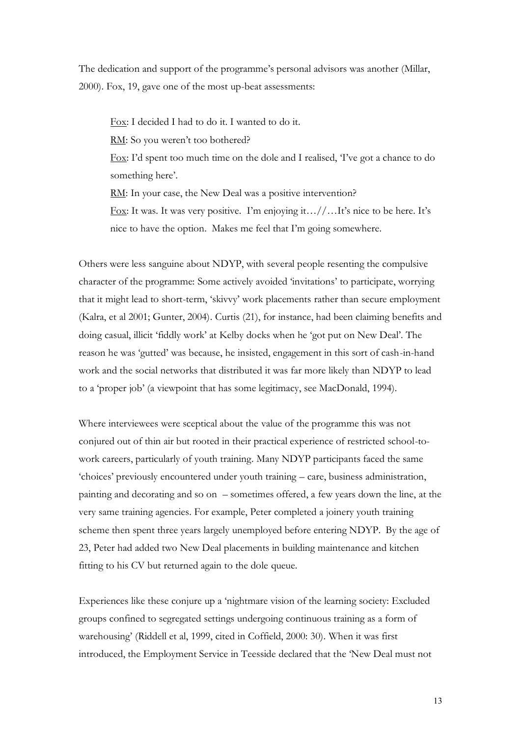The dedication and support of the programme's personal advisors was another (Millar, 2000). Fox, 19, gave one of the most up-beat assessments:

> <u>Fox</u>: I decided I had to do it. I wanted to do it.
>
> <u>RM</u>: So you weren't too bothered?
>
> <u>Fox</u>: I'd spent too much time on the dole and I realised, 'I've got a chance to do something here'.
>
> <u>RM</u>: In your case, the New Deal was a positive intervention?
>
> <u>Fox</u>: It was. It was very positive. I'm enjoying it…//…It's nice to be here. It's nice to have the option. Makes me feel that I'm going somewhere.

Others were less sanguine about NDYP, with several people resenting the compulsive character of the programme: Some actively avoided 'invitations' to participate, worrying that it might lead to short-term, 'skivvy' work placements rather than secure employment (Kalra, et al 2001; Gunter, 2004). Curtis (21), for instance, had been claiming benefits and doing casual, illicit 'fiddly work' at Kelby docks when he 'got put on New Deal'. The reason he was 'gutted' was because, he insisted, engagement in this sort of cash-in-hand work and the social networks that distributed it was far more likely than NDYP to lead to a 'proper job' (a viewpoint that has some legitimacy, see MacDonald, 1994).

Where interviewees were sceptical about the value of the programme this was not conjured out of thin air but rooted in their practical experience of restricted school-to-work careers, particularly of youth training. Many NDYP participants faced the same 'choices' previously encountered under youth training – care, business administration, painting and decorating and so on – sometimes offered, a few years down the line, at the very same training agencies. For example, Peter completed a joinery youth training scheme then spent three years largely unemployed before entering NDYP. By the age of 23, Peter had added two New Deal placements in building maintenance and kitchen fitting to his CV but returned again to the dole queue.

Experiences like these conjure up a 'nightmare vision of the learning society: Excluded groups confined to segregated settings undergoing continuous training as a form of warehousing' (Riddell et al, 1999, cited in Coffield, 2000: 30). When it was first introduced, the Employment Service in Teesside declared that the 'New Deal must not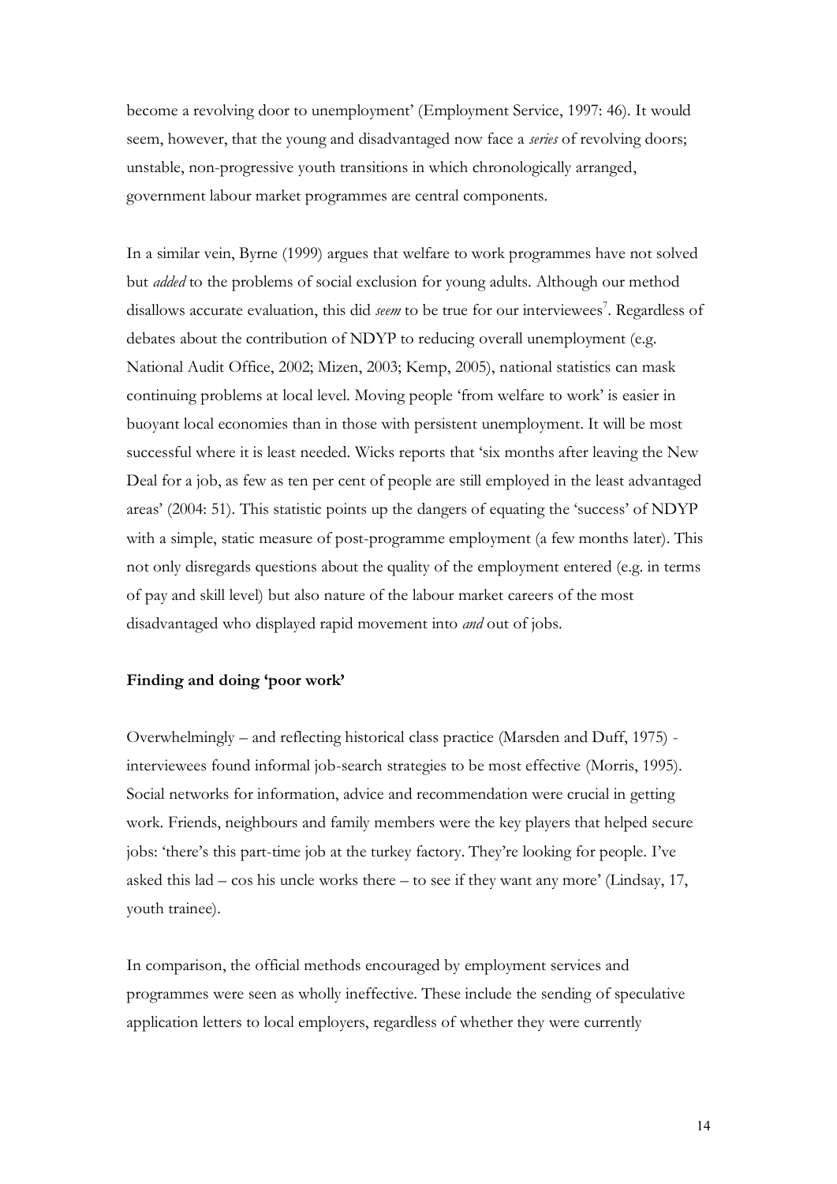become a revolving door to unemployment' (Employment Service, 1997: 46). It would seem, however, that the young and disadvantaged now face a *series* of revolving doors; unstable, non-progressive youth transitions in which chronologically arranged, government labour market programmes are central components.

In a similar vein, Byrne (1999) argues that welfare to work programmes have not solved but *added* to the problems of social exclusion for young adults. Although our method disallows accurate evaluation, this did *seem* to be true for our interviewees[7]. Regardless of debates about the contribution of NDYP to reducing overall unemployment (e.g. National Audit Office, 2002; Mizen, 2003; Kemp, 2005), national statistics can mask continuing problems at local level. Moving people 'from welfare to work' is easier in buoyant local economies than in those with persistent unemployment. It will be most successful where it is least needed. Wicks reports that 'six months after leaving the New Deal for a job, as few as ten per cent of people are still employed in the least advantaged areas' (2004: 51). This statistic points up the dangers of equating the 'success' of NDYP with a simple, static measure of post-programme employment (a few months later). This not only disregards questions about the quality of the employment entered (e.g. in terms of pay and skill level) but also nature of the labour market careers of the most disadvantaged who displayed rapid movement into *and* out of jobs.

**Finding and doing 'poor work'**

Overwhelmingly – and reflecting historical class practice (Marsden and Duff, 1975) - interviewees found informal job-search strategies to be most effective (Morris, 1995). Social networks for information, advice and recommendation were crucial in getting work. Friends, neighbours and family members were the key players that helped secure jobs: 'there's this part-time job at the turkey factory. They're looking for people. I've asked this lad – cos his uncle works there – to see if they want any more' (Lindsay, 17, youth trainee).

In comparison, the official methods encouraged by employment services and programmes were seen as wholly ineffective. These include the sending of speculative application letters to local employers, regardless of whether they were currently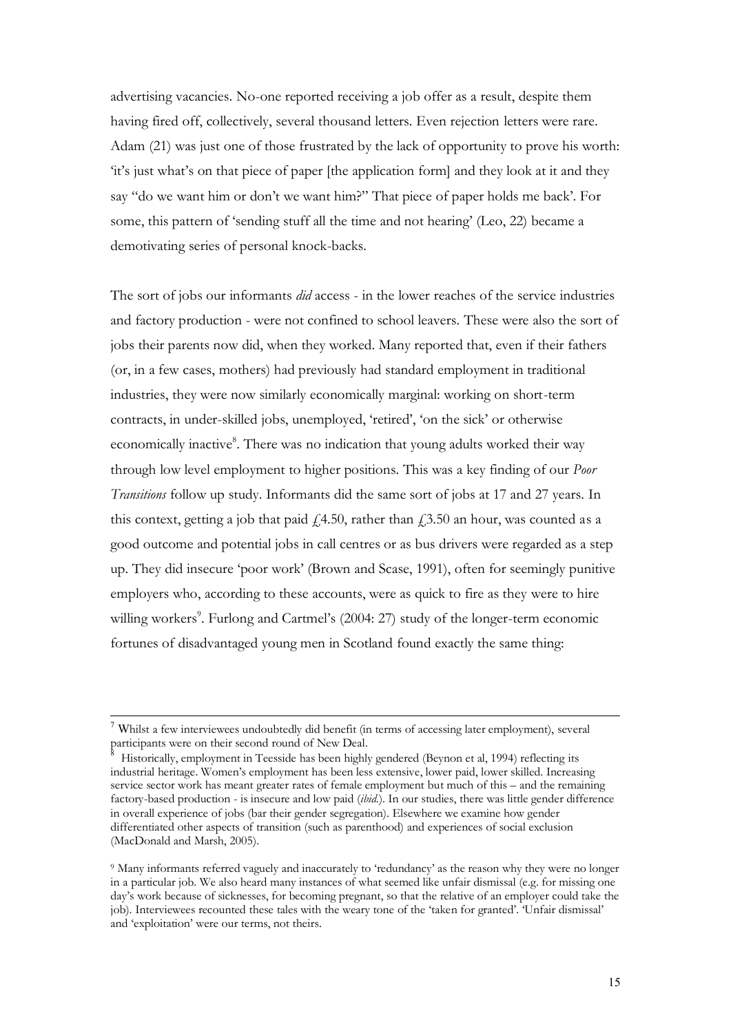advertising vacancies. No-one reported receiving a job offer as a result, despite them having fired off, collectively, several thousand letters. Even rejection letters were rare. Adam (21) was just one of those frustrated by the lack of opportunity to prove his worth: 'it's just what's on that piece of paper [the application form] and they look at it and they say "do we want him or don't we want him?" That piece of paper holds me back'. For some, this pattern of 'sending stuff all the time and not hearing' (Leo, 22) became a demotivating series of personal knock-backs.

The sort of jobs our informants *did* access - in the lower reaches of the service industries and factory production - were not confined to school leavers. These were also the sort of jobs their parents now did, when they worked. Many reported that, even if their fathers (or, in a few cases, mothers) had previously had standard employment in traditional industries, they were now similarly economically marginal: working on short-term contracts, in under-skilled jobs, unemployed, 'retired', 'on the sick' or otherwise economically inactive[8]. There was no indication that young adults worked their way through low level employment to higher positions. This was a key finding of our *Poor Transitions* follow up study. Informants did the same sort of jobs at 17 and 27 years. In this context, getting a job that paid £4.50, rather than £3.50 an hour, was counted as a good outcome and potential jobs in call centres or as bus drivers were regarded as a step up. They did insecure 'poor work' (Brown and Scase, 1991), often for seemingly punitive employers who, according to these accounts, were as quick to fire as they were to hire willing workers[9]. Furlong and Cartmel's (2004: 27) study of the longer-term economic fortunes of disadvantaged young men in Scotland found exactly the same thing:

---

[7] Whilst a few interviewees undoubtedly did benefit (in terms of accessing later employment), several participants were on their second round of New Deal.

[8] Historically, employment in Teesside has been highly gendered (Beynon et al, 1994) reflecting its industrial heritage. Women's employment has been less extensive, lower paid, lower skilled. Increasing service sector work has meant greater rates of female employment but much of this – and the remaining factory-based production - is insecure and low paid (*ibid*.). In our studies, there was little gender difference in overall experience of jobs (bar their gender segregation). Elsewhere we examine how gender differentiated other aspects of transition (such as parenthood) and experiences of social exclusion (MacDonald and Marsh, 2005).

[9] Many informants referred vaguely and inaccurately to 'redundancy' as the reason why they were no longer in a particular job. We also heard many instances of what seemed like unfair dismissal (e.g. for missing one day's work because of sicknesses, for becoming pregnant, so that the relative of an employer could take the job). Interviewees recounted these tales with the weary tone of the 'taken for granted'. 'Unfair dismissal' and 'exploitation' were our terms, not theirs.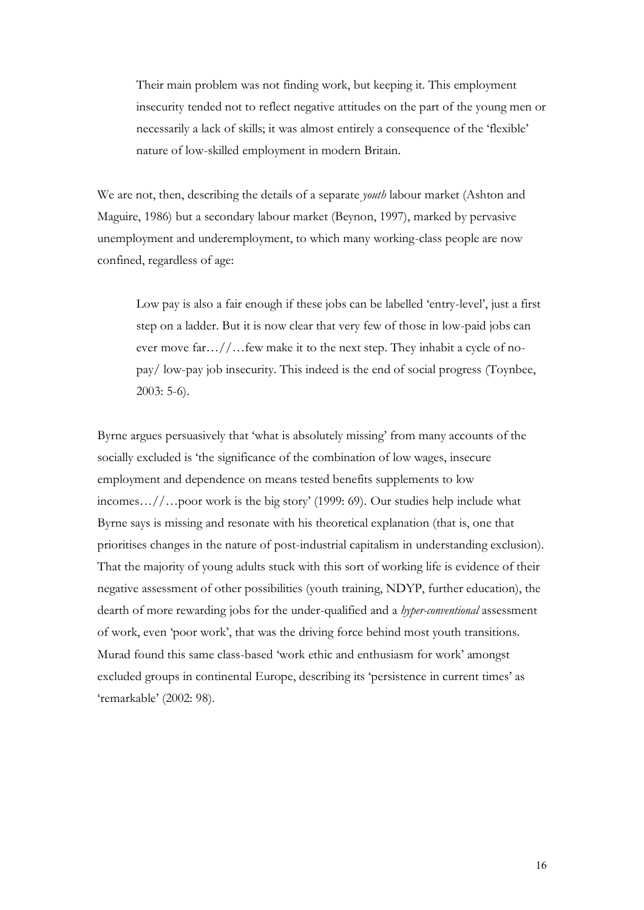> Their main problem was not finding work, but keeping it. This employment insecurity tended not to reflect negative attitudes on the part of the young men or necessarily a lack of skills; it was almost entirely a consequence of the 'flexible' nature of low-skilled employment in modern Britain.

We are not, then, describing the details of a separate *youth* labour market (Ashton and Maguire, 1986) but a secondary labour market (Beynon, 1997), marked by pervasive unemployment and underemployment, to which many working-class people are now confined, regardless of age:

> Low pay is also a fair enough if these jobs can be labelled 'entry-level', just a first step on a ladder. But it is now clear that very few of those in low-paid jobs can ever move far…//…few make it to the next step. They inhabit a cycle of no-pay/ low-pay job insecurity. This indeed is the end of social progress (Toynbee, 2003: 5-6).

Byrne argues persuasively that 'what is absolutely missing' from many accounts of the socially excluded is 'the significance of the combination of low wages, insecure employment and dependence on means tested benefits supplements to low incomes…//…poor work is the big story' (1999: 69). Our studies help include what Byrne says is missing and resonate with his theoretical explanation (that is, one that prioritises changes in the nature of post-industrial capitalism in understanding exclusion). That the majority of young adults stuck with this sort of working life is evidence of their negative assessment of other possibilities (youth training, NDYP, further education), the dearth of more rewarding jobs for the under-qualified and a *hyper-conventional* assessment of work, even 'poor work', that was the driving force behind most youth transitions. Murad found this same class-based 'work ethic and enthusiasm for work' amongst excluded groups in continental Europe, describing its 'persistence in current times' as 'remarkable' (2002: 98).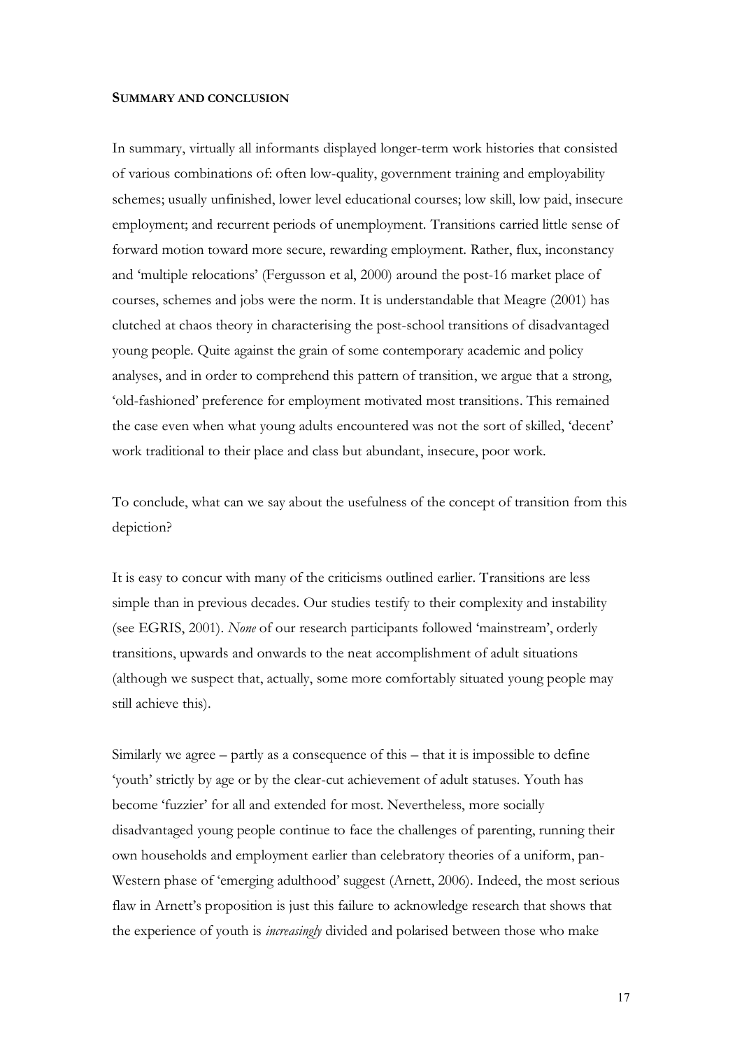**SUMMARY AND CONCLUSION**

In summary, virtually all informants displayed longer-term work histories that consisted of various combinations of: often low-quality, government training and employability schemes; usually unfinished, lower level educational courses; low skill, low paid, insecure employment; and recurrent periods of unemployment. Transitions carried little sense of forward motion toward more secure, rewarding employment. Rather, flux, inconstancy and 'multiple relocations' (Fergusson et al, 2000) around the post-16 market place of courses, schemes and jobs were the norm. It is understandable that Meagre (2001) has clutched at chaos theory in characterising the post-school transitions of disadvantaged young people. Quite against the grain of some contemporary academic and policy analyses, and in order to comprehend this pattern of transition, we argue that a strong, 'old-fashioned' preference for employment motivated most transitions. This remained the case even when what young adults encountered was not the sort of skilled, 'decent' work traditional to their place and class but abundant, insecure, poor work.

To conclude, what can we say about the usefulness of the concept of transition from this depiction?

It is easy to concur with many of the criticisms outlined earlier. Transitions are less simple than in previous decades. Our studies testify to their complexity and instability (see EGRIS, 2001). *None* of our research participants followed 'mainstream', orderly transitions, upwards and onwards to the neat accomplishment of adult situations (although we suspect that, actually, some more comfortably situated young people may still achieve this).

Similarly we agree – partly as a consequence of this – that it is impossible to define 'youth' strictly by age or by the clear-cut achievement of adult statuses. Youth has become 'fuzzier' for all and extended for most. Nevertheless, more socially disadvantaged young people continue to face the challenges of parenting, running their own households and employment earlier than celebratory theories of a uniform, pan-Western phase of 'emerging adulthood' suggest (Arnett, 2006). Indeed, the most serious flaw in Arnett's proposition is just this failure to acknowledge research that shows that the experience of youth is *increasingly* divided and polarised between those who make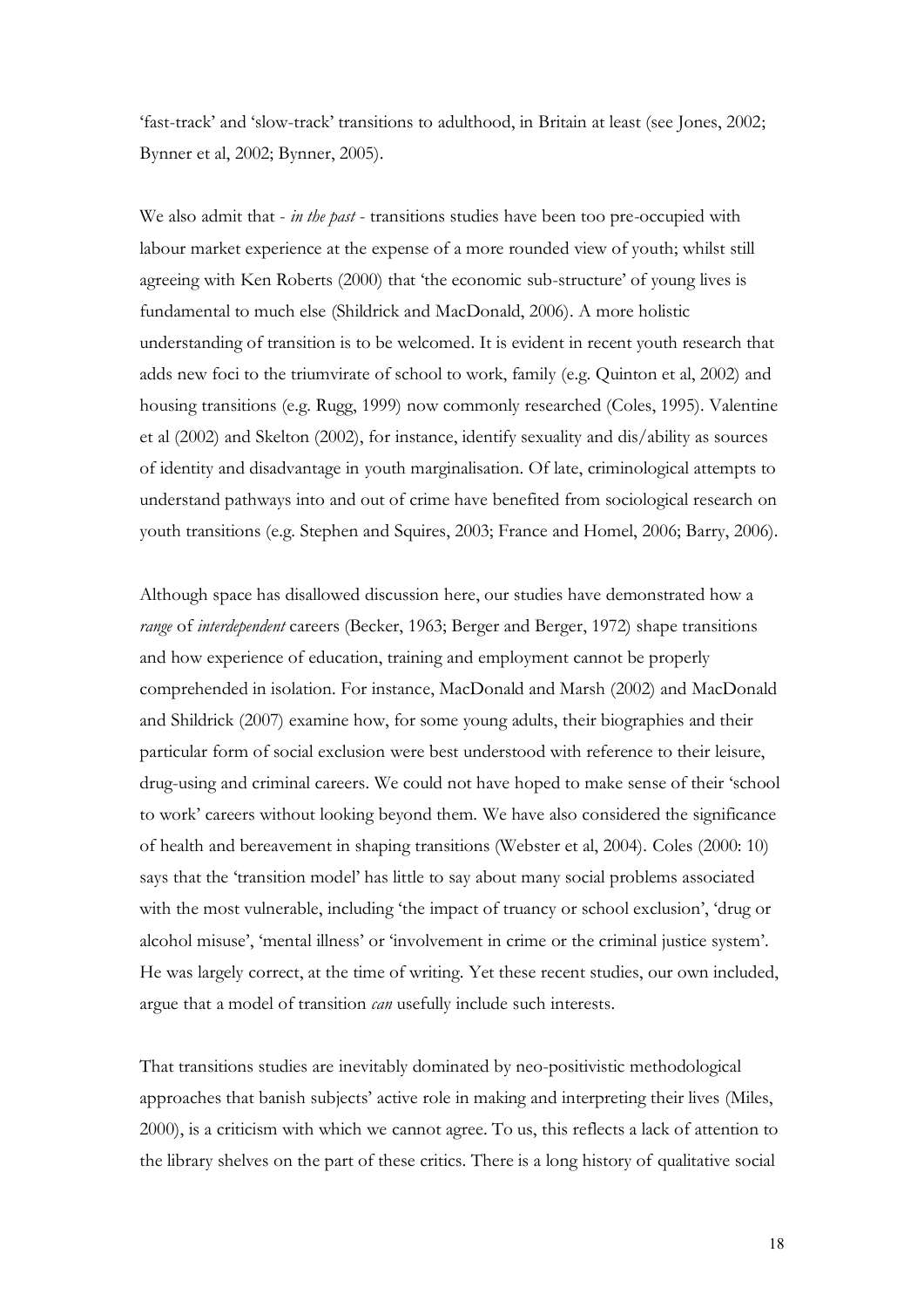'fast-track' and 'slow-track' transitions to adulthood, in Britain at least (see Jones, 2002; Bynner et al, 2002; Bynner, 2005).

We also admit that - *in the past* - transitions studies have been too pre-occupied with labour market experience at the expense of a more rounded view of youth; whilst still agreeing with Ken Roberts (2000) that 'the economic sub-structure' of young lives is fundamental to much else (Shildrick and MacDonald, 2006). A more holistic understanding of transition is to be welcomed. It is evident in recent youth research that adds new foci to the triumvirate of school to work, family (e.g. Quinton et al, 2002) and housing transitions (e.g. Rugg, 1999) now commonly researched (Coles, 1995). Valentine et al (2002) and Skelton (2002), for instance, identify sexuality and dis/ability as sources of identity and disadvantage in youth marginalisation. Of late, criminological attempts to understand pathways into and out of crime have benefited from sociological research on youth transitions (e.g. Stephen and Squires, 2003; France and Homel, 2006; Barry, 2006).

Although space has disallowed discussion here, our studies have demonstrated how a *range* of *interdependent* careers (Becker, 1963; Berger and Berger, 1972) shape transitions and how experience of education, training and employment cannot be properly comprehended in isolation. For instance, MacDonald and Marsh (2002) and MacDonald and Shildrick (2007) examine how, for some young adults, their biographies and their particular form of social exclusion were best understood with reference to their leisure, drug-using and criminal careers. We could not have hoped to make sense of their 'school to work' careers without looking beyond them. We have also considered the significance of health and bereavement in shaping transitions (Webster et al, 2004). Coles (2000: 10) says that the 'transition model' has little to say about many social problems associated with the most vulnerable, including 'the impact of truancy or school exclusion', 'drug or alcohol misuse', 'mental illness' or 'involvement in crime or the criminal justice system'. He was largely correct, at the time of writing. Yet these recent studies, our own included, argue that a model of transition *can* usefully include such interests.

That transitions studies are inevitably dominated by neo-positivistic methodological approaches that banish subjects' active role in making and interpreting their lives (Miles, 2000), is a criticism with which we cannot agree. To us, this reflects a lack of attention to the library shelves on the part of these critics. There is a long history of qualitative social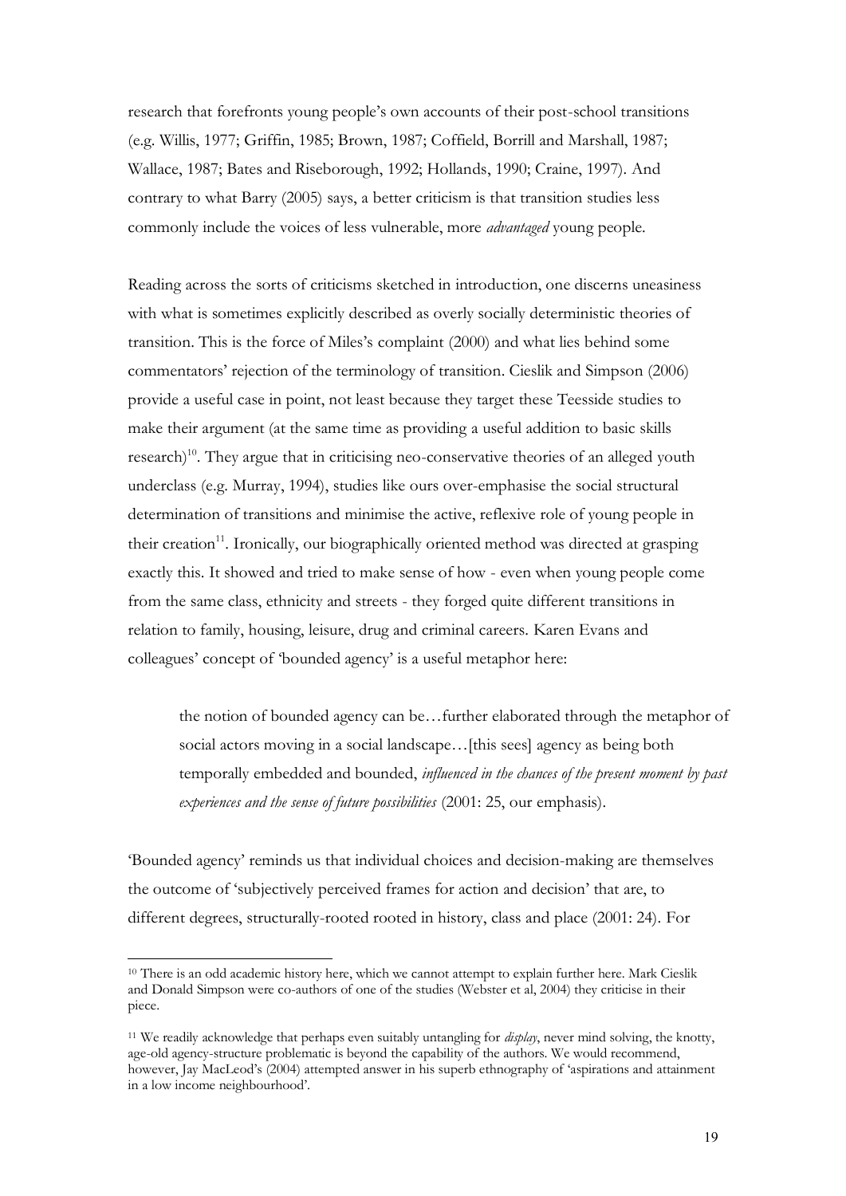research that forefronts young people's own accounts of their post-school transitions (e.g. Willis, 1977; Griffin, 1985; Brown, 1987; Coffield, Borrill and Marshall, 1987; Wallace, 1987; Bates and Riseborough, 1992; Hollands, 1990; Craine, 1997). And contrary to what Barry (2005) says, a better criticism is that transition studies less commonly include the voices of less vulnerable, more *advantaged* young people.

Reading across the sorts of criticisms sketched in introduction, one discerns uneasiness with what is sometimes explicitly described as overly socially deterministic theories of transition. This is the force of Miles's complaint (2000) and what lies behind some commentators' rejection of the terminology of transition. Cieslik and Simpson (2006) provide a useful case in point, not least because they target these Teesside studies to make their argument (at the same time as providing a useful addition to basic skills research)[10]. They argue that in criticising neo-conservative theories of an alleged youth underclass (e.g. Murray, 1994), studies like ours over-emphasise the social structural determination of transitions and minimise the active, reflexive role of young people in their creation[11]. Ironically, our biographically oriented method was directed at grasping exactly this. It showed and tried to make sense of how - even when young people come from the same class, ethnicity and streets - they forged quite different transitions in relation to family, housing, leisure, drug and criminal careers. Karen Evans and colleagues' concept of 'bounded agency' is a useful metaphor here:

> the notion of bounded agency can be…further elaborated through the metaphor of social actors moving in a social landscape…[this sees] agency as being both temporally embedded and bounded, *influenced in the chances of the present moment by past experiences and the sense of future possibilities* (2001: 25, our emphasis).

'Bounded agency' reminds us that individual choices and decision-making are themselves the outcome of 'subjectively perceived frames for action and decision' that are, to different degrees, structurally-rooted rooted in history, class and place (2001: 24). For

---

[10] There is an odd academic history here, which we cannot attempt to explain further here. Mark Cieslik and Donald Simpson were co-authors of one of the studies (Webster et al, 2004) they criticise in their piece.

[11] We readily acknowledge that perhaps even suitably untangling for *display*, never mind solving, the knotty, age-old agency-structure problematic is beyond the capability of the authors. We would recommend, however, Jay MacLeod's (2004) attempted answer in his superb ethnography of 'aspirations and attainment in a low income neighbourhood'.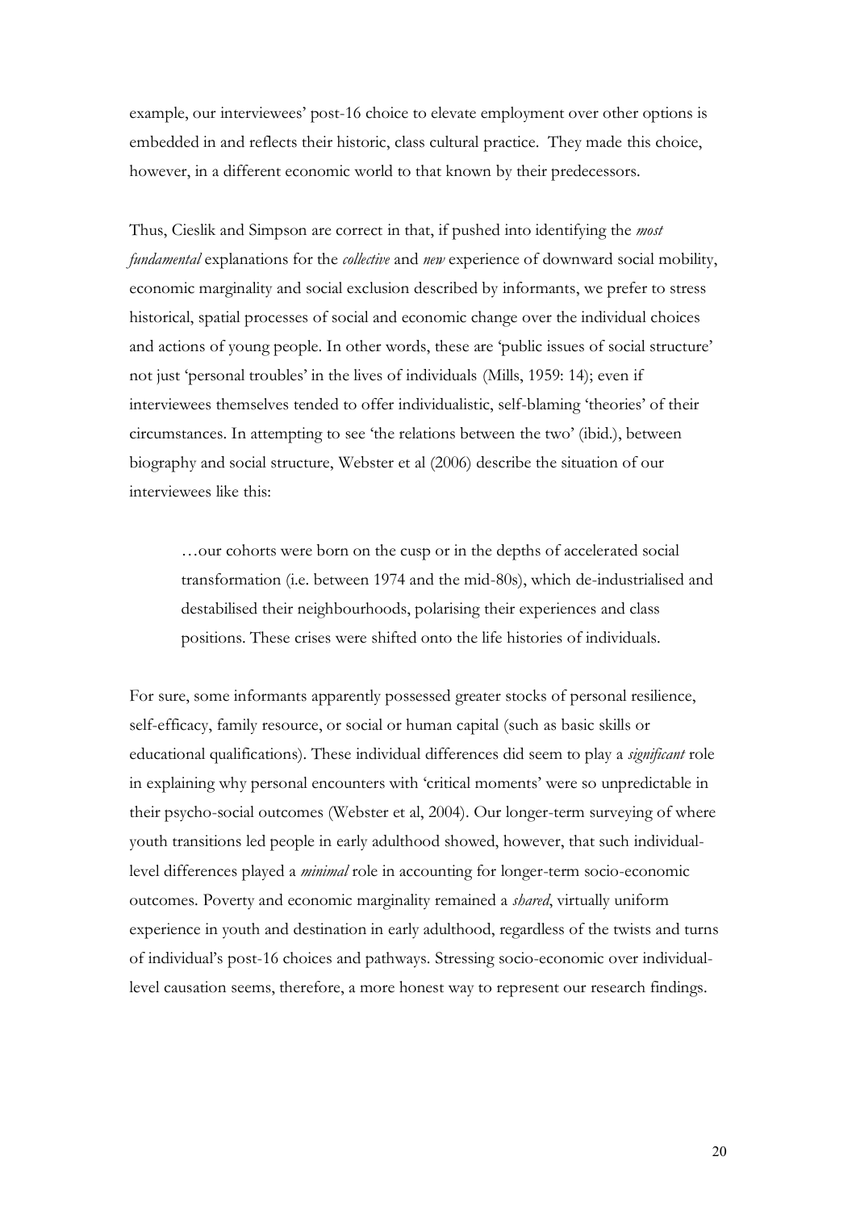example, our interviewees' post-16 choice to elevate employment over other options is embedded in and reflects their historic, class cultural practice. They made this choice, however, in a different economic world to that known by their predecessors.

Thus, Cieslik and Simpson are correct in that, if pushed into identifying the *most fundamental* explanations for the *collective* and *new* experience of downward social mobility, economic marginality and social exclusion described by informants, we prefer to stress historical, spatial processes of social and economic change over the individual choices and actions of young people. In other words, these are 'public issues of social structure' not just 'personal troubles' in the lives of individuals (Mills, 1959: 14); even if interviewees themselves tended to offer individualistic, self-blaming 'theories' of their circumstances. In attempting to see 'the relations between the two' (ibid.), between biography and social structure, Webster et al (2006) describe the situation of our interviewees like this:

> …our cohorts were born on the cusp or in the depths of accelerated social transformation (i.e. between 1974 and the mid-80s), which de-industrialised and destabilised their neighbourhoods, polarising their experiences and class positions. These crises were shifted onto the life histories of individuals.

For sure, some informants apparently possessed greater stocks of personal resilience, self-efficacy, family resource, or social or human capital (such as basic skills or educational qualifications). These individual differences did seem to play a *significant* role in explaining why personal encounters with 'critical moments' were so unpredictable in their psycho-social outcomes (Webster et al, 2004). Our longer-term surveying of where youth transitions led people in early adulthood showed, however, that such individual-level differences played a *minimal* role in accounting for longer-term socio-economic outcomes. Poverty and economic marginality remained a *shared*, virtually uniform experience in youth and destination in early adulthood, regardless of the twists and turns of individual's post-16 choices and pathways. Stressing socio-economic over individual-level causation seems, therefore, a more honest way to represent our research findings.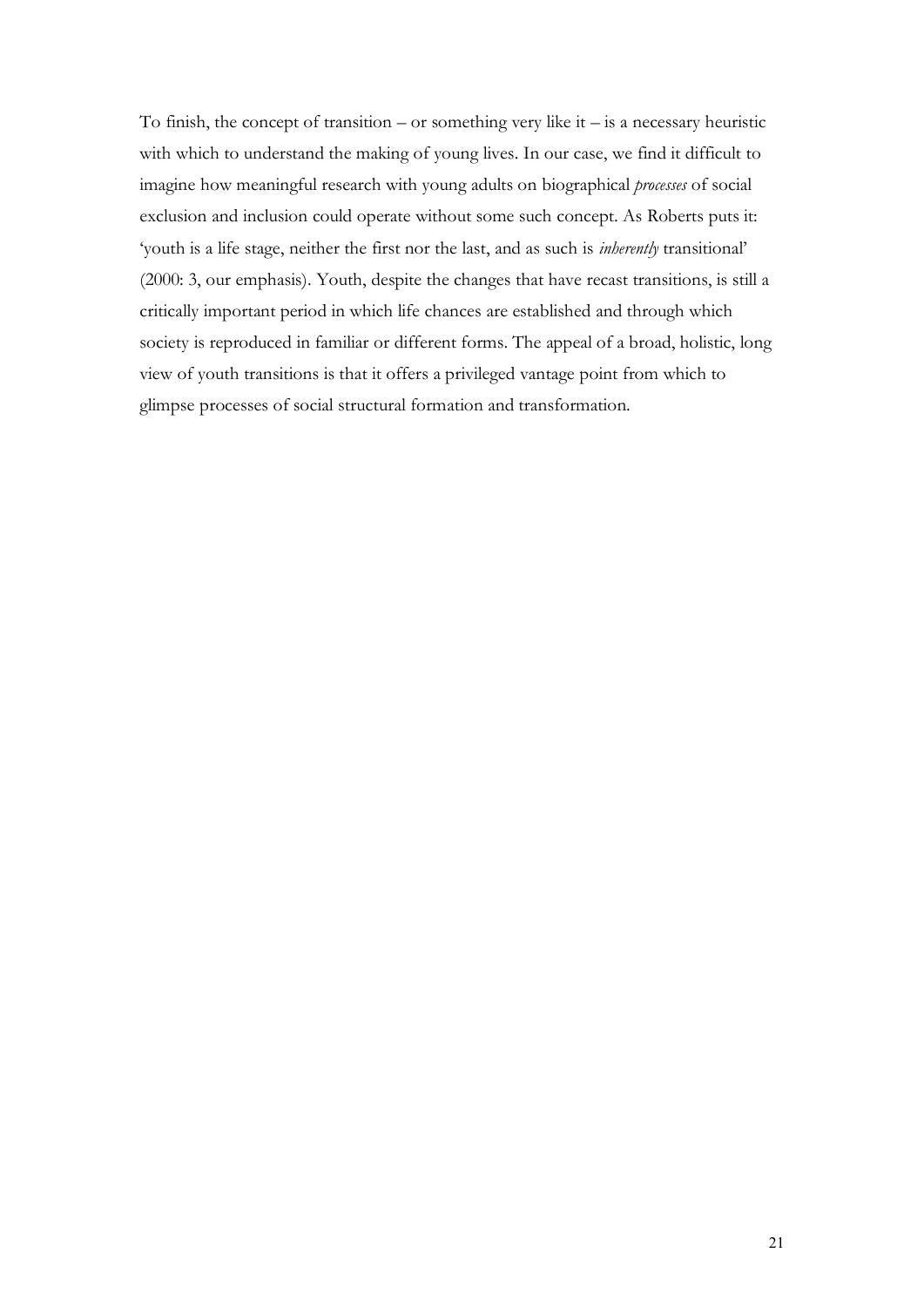To finish, the concept of transition – or something very like it – is a necessary heuristic with which to understand the making of young lives. In our case, we find it difficult to imagine how meaningful research with young adults on biographical *processes* of social exclusion and inclusion could operate without some such concept. As Roberts puts it: 'youth is a life stage, neither the first nor the last, and as such is *inherently* transitional' (2000: 3, our emphasis). Youth, despite the changes that have recast transitions, is still a critically important period in which life chances are established and through which society is reproduced in familiar or different forms. The appeal of a broad, holistic, long view of youth transitions is that it offers a privileged vantage point from which to glimpse processes of social structural formation and transformation.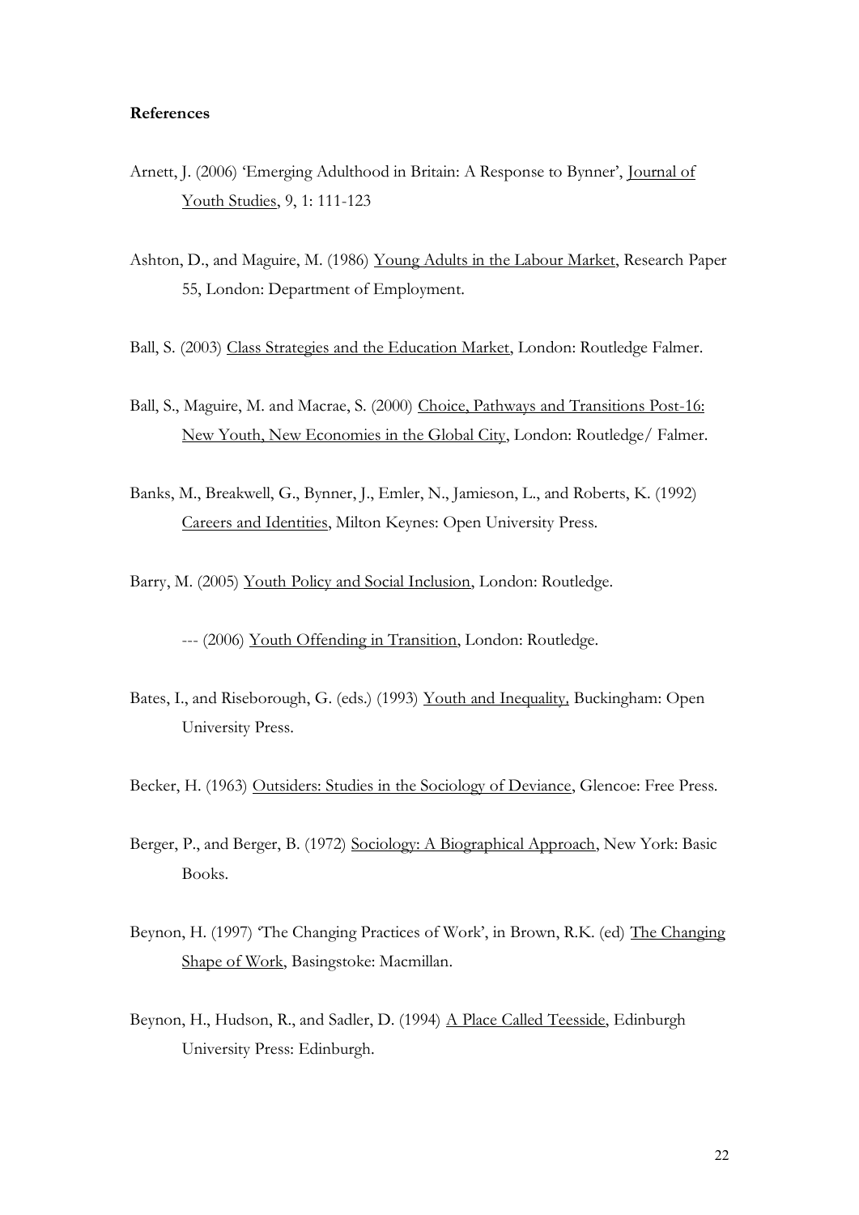**References**

Arnett, J. (2006) 'Emerging Adulthood in Britain: A Response to Bynner', Journal of Youth Studies, 9, 1: 111-123

Ashton, D., and Maguire, M. (1986) Young Adults in the Labour Market, Research Paper 55, London: Department of Employment.

Ball, S. (2003) Class Strategies and the Education Market, London: Routledge Falmer.

Ball, S., Maguire, M. and Macrae, S. (2000) Choice, Pathways and Transitions Post-16: New Youth, New Economies in the Global City, London: Routledge/ Falmer.

Banks, M., Breakwell, G., Bynner, J., Emler, N., Jamieson, L., and Roberts, K. (1992) Careers and Identities, Milton Keynes: Open University Press.

Barry, M. (2005) Youth Policy and Social Inclusion, London: Routledge.

--- (2006) Youth Offending in Transition, London: Routledge.

Bates, I., and Riseborough, G. (eds.) (1993) Youth and Inequality, Buckingham: Open University Press.

Becker, H. (1963) Outsiders: Studies in the Sociology of Deviance, Glencoe: Free Press.

Berger, P., and Berger, B. (1972) Sociology: A Biographical Approach, New York: Basic Books.

Beynon, H. (1997) 'The Changing Practices of Work', in Brown, R.K. (ed) The Changing Shape of Work, Basingstoke: Macmillan.

Beynon, H., Hudson, R., and Sadler, D. (1994) A Place Called Teesside, Edinburgh University Press: Edinburgh.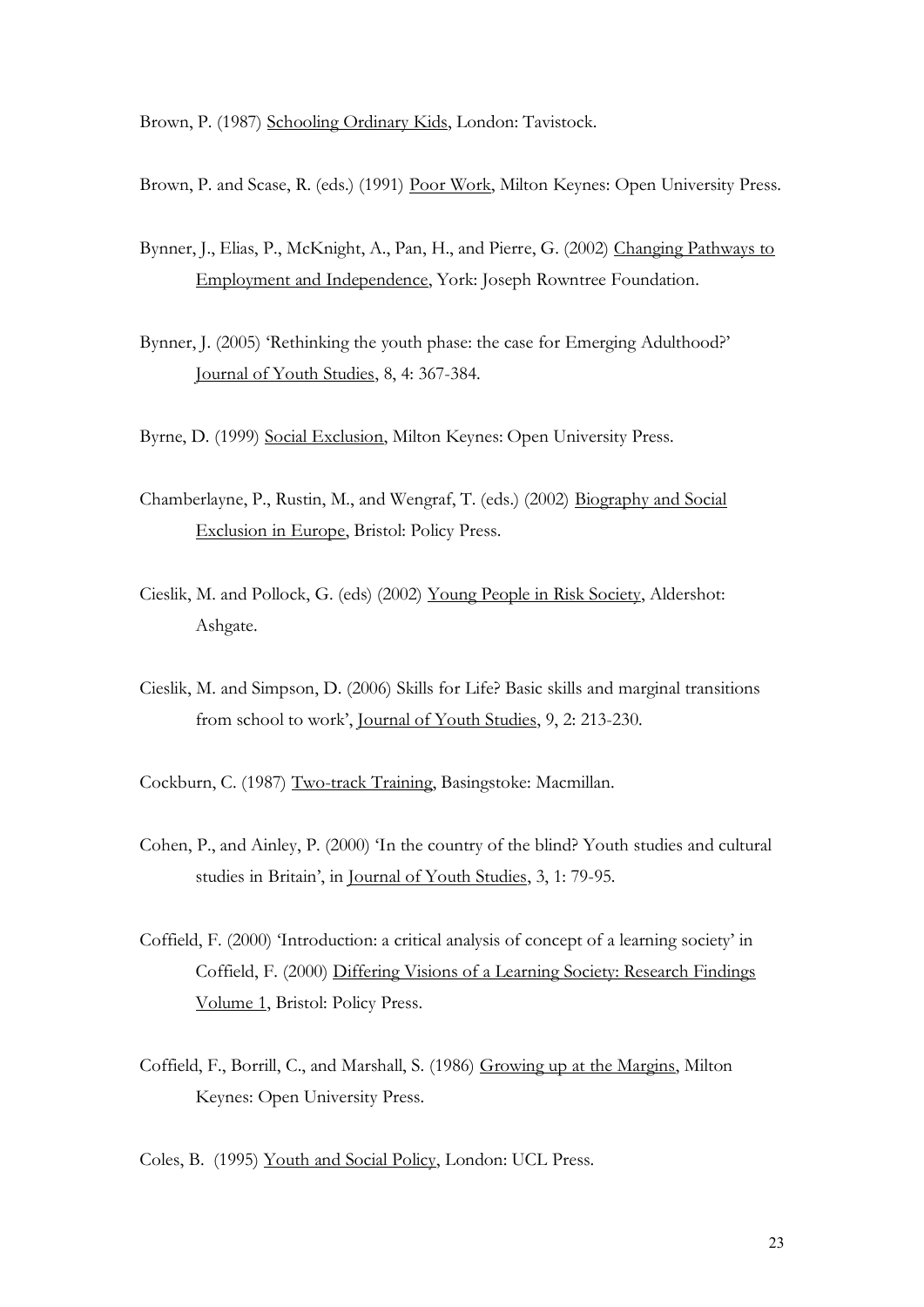Brown, P. (1987) Schooling Ordinary Kids, London: Tavistock.

Brown, P. and Scase, R. (eds.) (1991) Poor Work, Milton Keynes: Open University Press.

Bynner, J., Elias, P., McKnight, A., Pan, H., and Pierre, G. (2002) Changing Pathways to Employment and Independence, York: Joseph Rowntree Foundation.

Bynner, J. (2005) 'Rethinking the youth phase: the case for Emerging Adulthood?' Journal of Youth Studies, 8, 4: 367-384.

Byrne, D. (1999) Social Exclusion, Milton Keynes: Open University Press.

Chamberlayne, P., Rustin, M., and Wengraf, T. (eds.) (2002) Biography and Social Exclusion in Europe, Bristol: Policy Press.

Cieslik, M. and Pollock, G. (eds) (2002) Young People in Risk Society, Aldershot: Ashgate.

Cieslik, M. and Simpson, D. (2006) Skills for Life? Basic skills and marginal transitions from school to work', Journal of Youth Studies, 9, 2: 213-230.

Cockburn, C. (1987) Two-track Training, Basingstoke: Macmillan.

Cohen, P., and Ainley, P. (2000) 'In the country of the blind? Youth studies and cultural studies in Britain', in Journal of Youth Studies, 3, 1: 79-95.

Coffield, F. (2000) 'Introduction: a critical analysis of concept of a learning society' in Coffield, F. (2000) Differing Visions of a Learning Society: Research Findings Volume 1, Bristol: Policy Press.

Coffield, F., Borrill, C., and Marshall, S. (1986) Growing up at the Margins, Milton Keynes: Open University Press.

Coles, B. (1995) Youth and Social Policy, London: UCL Press.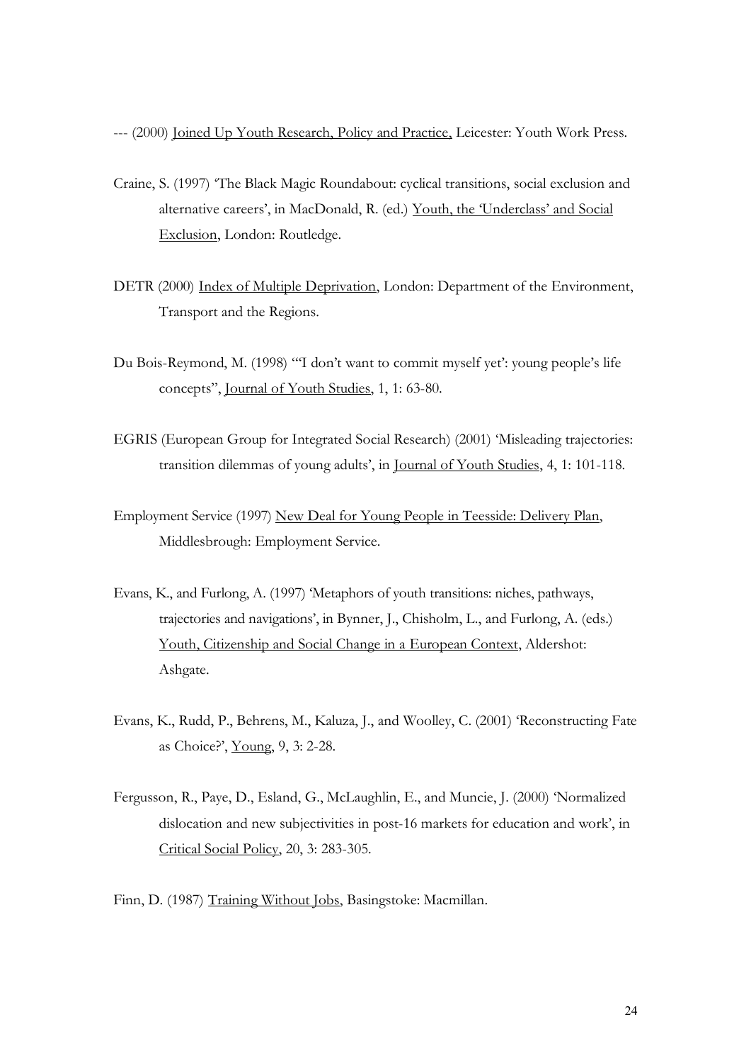--- (2000) Joined Up Youth Research, Policy and Practice, Leicester: Youth Work Press.

Craine, S. (1997) 'The Black Magic Roundabout: cyclical transitions, social exclusion and alternative careers', in MacDonald, R. (ed.) Youth, the 'Underclass' and Social Exclusion, London: Routledge.

DETR (2000) Index of Multiple Deprivation, London: Department of the Environment, Transport and the Regions.

Du Bois-Reymond, M. (1998) "'I don't want to commit myself yet': young people's life concepts", Journal of Youth Studies, 1, 1: 63-80.

EGRIS (European Group for Integrated Social Research) (2001) 'Misleading trajectories: transition dilemmas of young adults', in Journal of Youth Studies, 4, 1: 101-118.

Employment Service (1997) New Deal for Young People in Teesside: Delivery Plan, Middlesbrough: Employment Service.

Evans, K., and Furlong, A. (1997) 'Metaphors of youth transitions: niches, pathways, trajectories and navigations', in Bynner, J., Chisholm, L., and Furlong, A. (eds.) Youth, Citizenship and Social Change in a European Context, Aldershot: Ashgate.

Evans, K., Rudd, P., Behrens, M., Kaluza, J., and Woolley, C. (2001) 'Reconstructing Fate as Choice?', Young, 9, 3: 2-28.

Fergusson, R., Paye, D., Esland, G., McLaughlin, E., and Muncie, J. (2000) 'Normalized dislocation and new subjectivities in post-16 markets for education and work', in Critical Social Policy, 20, 3: 283-305.

Finn, D. (1987) Training Without Jobs, Basingstoke: Macmillan.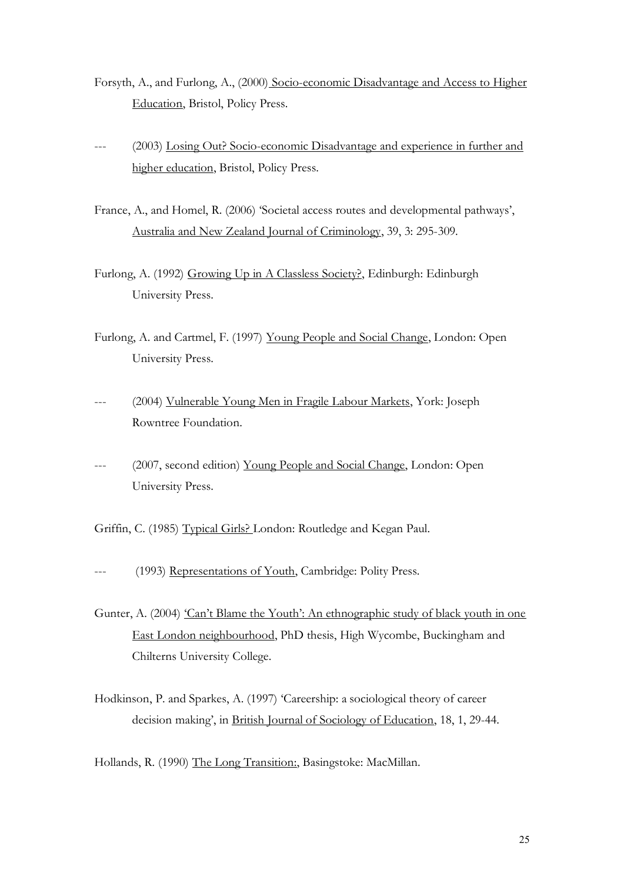Forsyth, A., and Furlong, A., (2000) Socio-economic Disadvantage and Access to Higher Education, Bristol, Policy Press.

--- (2003) Losing Out? Socio-economic Disadvantage and experience in further and higher education, Bristol, Policy Press.

France, A., and Homel, R. (2006) 'Societal access routes and developmental pathways', Australia and New Zealand Journal of Criminology, 39, 3: 295-309.

Furlong, A. (1992) Growing Up in A Classless Society?, Edinburgh: Edinburgh University Press.

Furlong, A. and Cartmel, F. (1997) Young People and Social Change, London: Open University Press.

--- (2004) Vulnerable Young Men in Fragile Labour Markets, York: Joseph Rowntree Foundation.

--- (2007, second edition) Young People and Social Change, London: Open University Press.

Griffin, C. (1985) Typical Girls? London: Routledge and Kegan Paul.

--- (1993) Representations of Youth, Cambridge: Polity Press.

Gunter, A. (2004) 'Can't Blame the Youth': An ethnographic study of black youth in one East London neighbourhood, PhD thesis, High Wycombe, Buckingham and Chilterns University College.

Hodkinson, P. and Sparkes, A. (1997) 'Careership: a sociological theory of career decision making', in British Journal of Sociology of Education, 18, 1, 29-44.

Hollands, R. (1990) The Long Transition:, Basingstoke: MacMillan.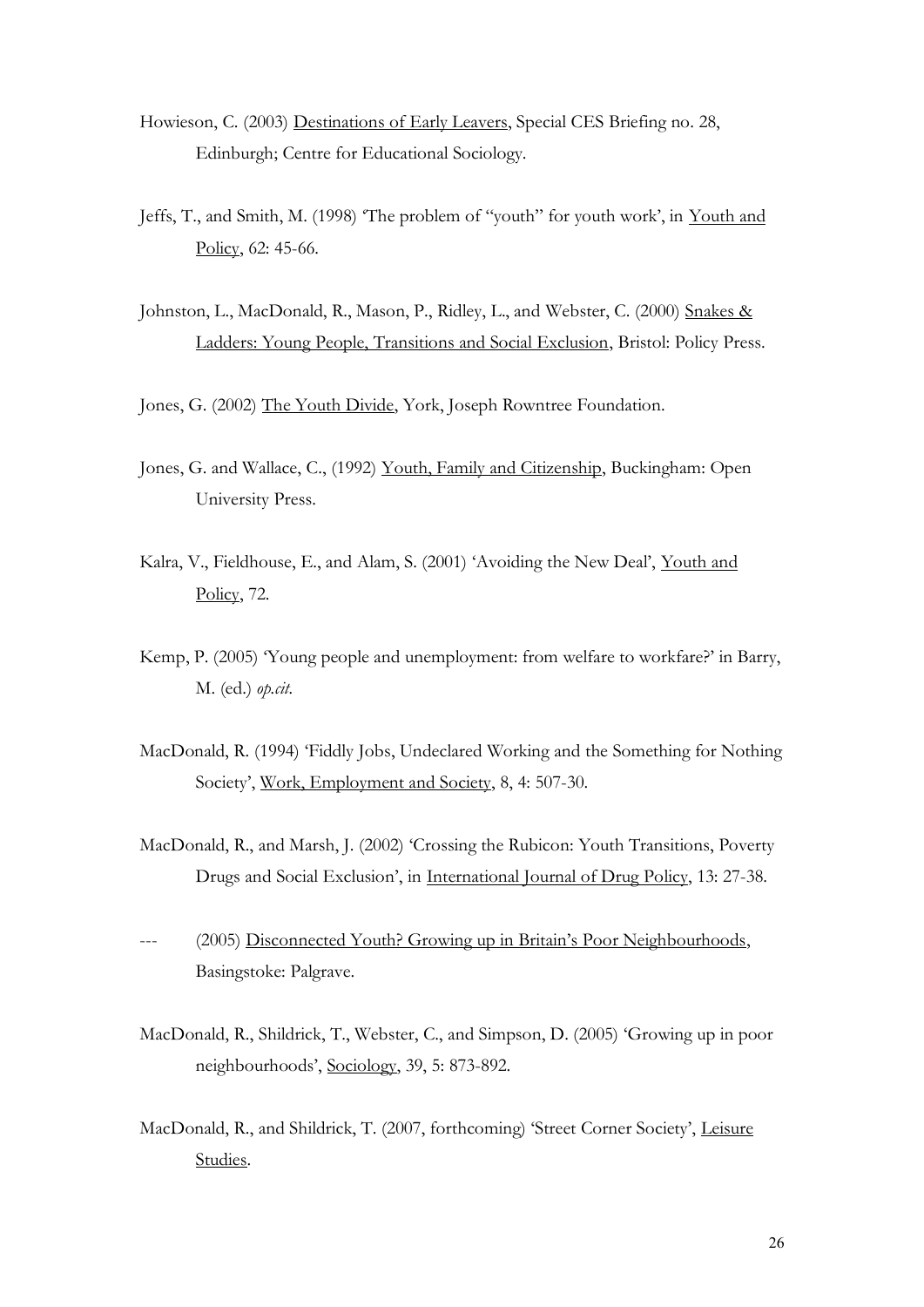Howieson, C. (2003) Destinations of Early Leavers, Special CES Briefing no. 28, Edinburgh; Centre for Educational Sociology.

Jeffs, T., and Smith, M. (1998) 'The problem of "youth" for youth work', in Youth and Policy, 62: 45-66.

Johnston, L., MacDonald, R., Mason, P., Ridley, L., and Webster, C. (2000) Snakes & Ladders: Young People, Transitions and Social Exclusion, Bristol: Policy Press.

Jones, G. (2002) The Youth Divide, York, Joseph Rowntree Foundation.

Jones, G. and Wallace, C., (1992) Youth, Family and Citizenship, Buckingham: Open University Press.

Kalra, V., Fieldhouse, E., and Alam, S. (2001) 'Avoiding the New Deal', Youth and Policy, 72.

Kemp, P. (2005) 'Young people and unemployment: from welfare to workfare?' in Barry, M. (ed.) *op.cit.*

MacDonald, R. (1994) 'Fiddly Jobs, Undeclared Working and the Something for Nothing Society', Work, Employment and Society, 8, 4: 507-30.

MacDonald, R., and Marsh, J. (2002) 'Crossing the Rubicon: Youth Transitions, Poverty Drugs and Social Exclusion', in International Journal of Drug Policy, 13: 27-38.

--- (2005) Disconnected Youth? Growing up in Britain's Poor Neighbourhoods, Basingstoke: Palgrave.

MacDonald, R., Shildrick, T., Webster, C., and Simpson, D. (2005) 'Growing up in poor neighbourhoods', Sociology, 39, 5: 873-892.

MacDonald, R., and Shildrick, T. (2007, forthcoming) 'Street Corner Society', Leisure Studies.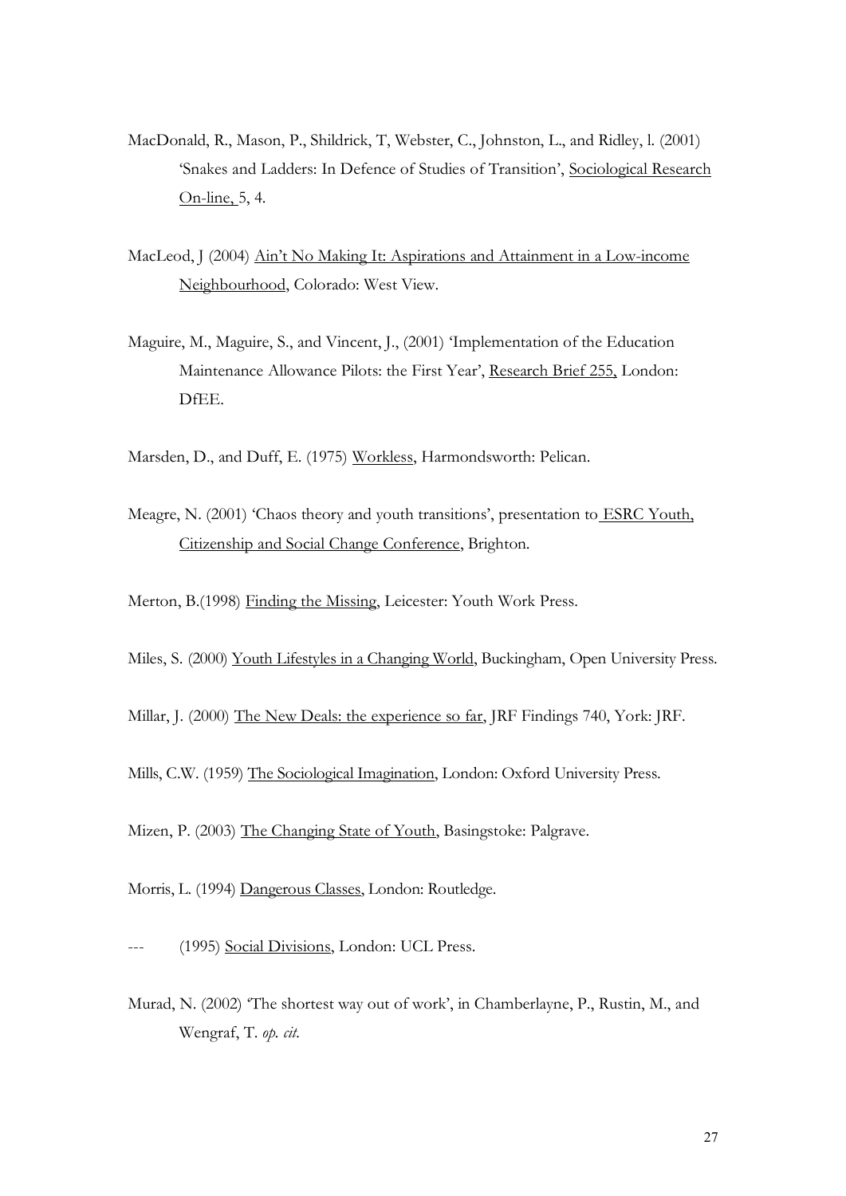MacDonald, R., Mason, P., Shildrick, T, Webster, C., Johnston, L., and Ridley, l. (2001) 'Snakes and Ladders: In Defence of Studies of Transition', Sociological Research On-line, 5, 4.

MacLeod, J (2004) Ain't No Making It: Aspirations and Attainment in a Low-income Neighbourhood, Colorado: West View.

Maguire, M., Maguire, S., and Vincent, J., (2001) 'Implementation of the Education Maintenance Allowance Pilots: the First Year', Research Brief 255, London: DfEE.

Marsden, D., and Duff, E. (1975) Workless, Harmondsworth: Pelican.

Meagre, N. (2001) 'Chaos theory and youth transitions', presentation to ESRC Youth, Citizenship and Social Change Conference, Brighton.

Merton, B.(1998) Finding the Missing, Leicester: Youth Work Press.

Miles, S. (2000) Youth Lifestyles in a Changing World, Buckingham, Open University Press.

Millar, J. (2000) The New Deals: the experience so far, JRF Findings 740, York: JRF.

Mills, C.W. (1959) The Sociological Imagination, London: Oxford University Press.

Mizen, P. (2003) The Changing State of Youth, Basingstoke: Palgrave.

Morris, L. (1994) Dangerous Classes, London: Routledge.

--- (1995) Social Divisions, London: UCL Press.

Murad, N. (2002) 'The shortest way out of work', in Chamberlayne, P., Rustin, M., and Wengraf, T. *op. cit.*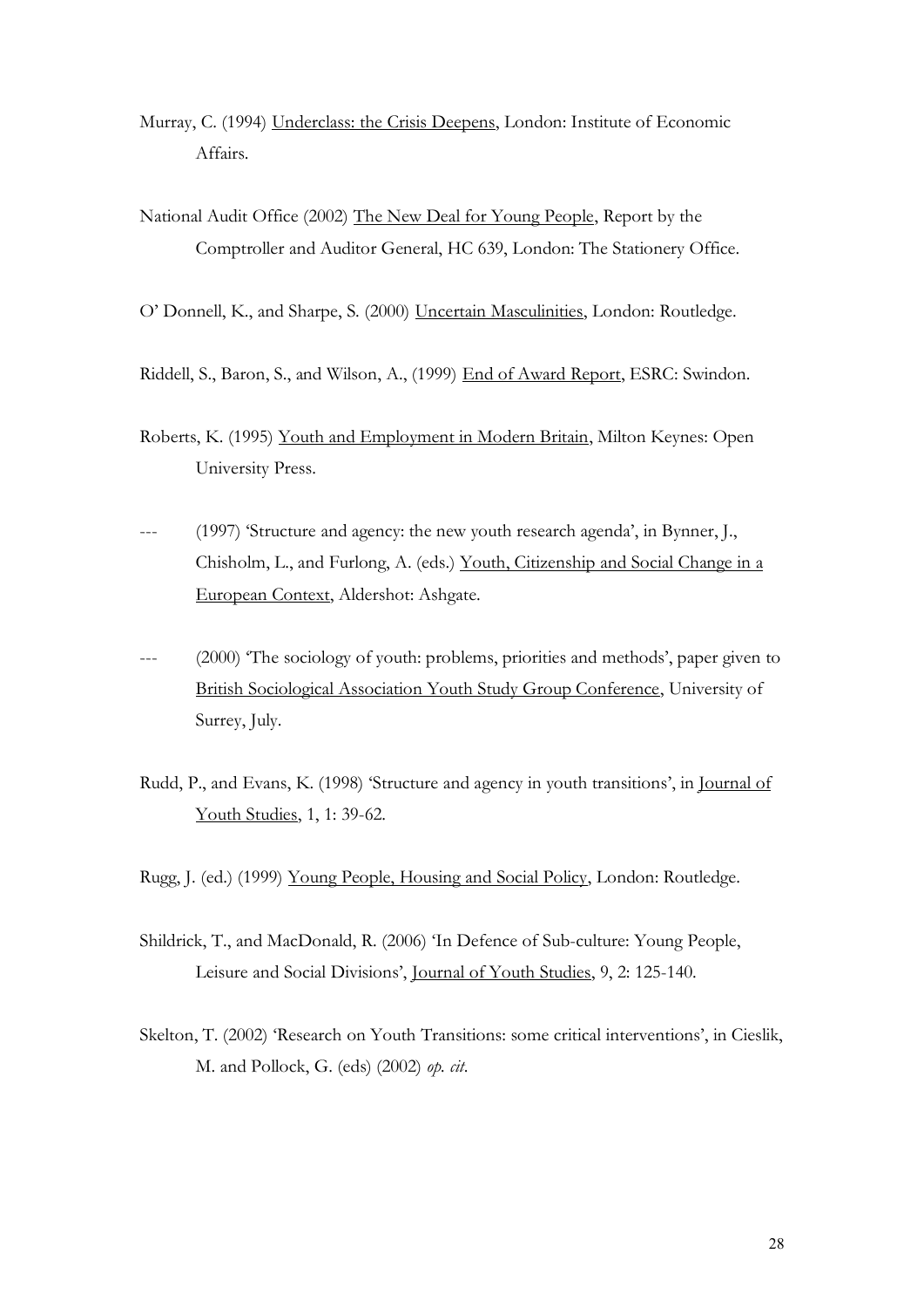Murray, C. (1994) Underclass: the Crisis Deepens, London: Institute of Economic Affairs.

National Audit Office (2002) The New Deal for Young People, Report by the Comptroller and Auditor General, HC 639, London: The Stationery Office.

O' Donnell, K., and Sharpe, S. (2000) Uncertain Masculinities, London: Routledge.

Riddell, S., Baron, S., and Wilson, A., (1999) End of Award Report, ESRC: Swindon.

Roberts, K. (1995) Youth and Employment in Modern Britain, Milton Keynes: Open University Press.

--- (1997) 'Structure and agency: the new youth research agenda', in Bynner, J., Chisholm, L., and Furlong, A. (eds.) Youth, Citizenship and Social Change in a European Context, Aldershot: Ashgate.

--- (2000) 'The sociology of youth: problems, priorities and methods', paper given to British Sociological Association Youth Study Group Conference, University of Surrey, July.

Rudd, P., and Evans, K. (1998) 'Structure and agency in youth transitions', in Journal of Youth Studies, 1, 1: 39-62.

Rugg, J. (ed.) (1999) Young People, Housing and Social Policy, London: Routledge.

Shildrick, T., and MacDonald, R. (2006) 'In Defence of Sub-culture: Young People, Leisure and Social Divisions', Journal of Youth Studies, 9, 2: 125-140.

Skelton, T. (2002) 'Research on Youth Transitions: some critical interventions', in Cieslik, M. and Pollock, G. (eds) (2002) *op. cit*.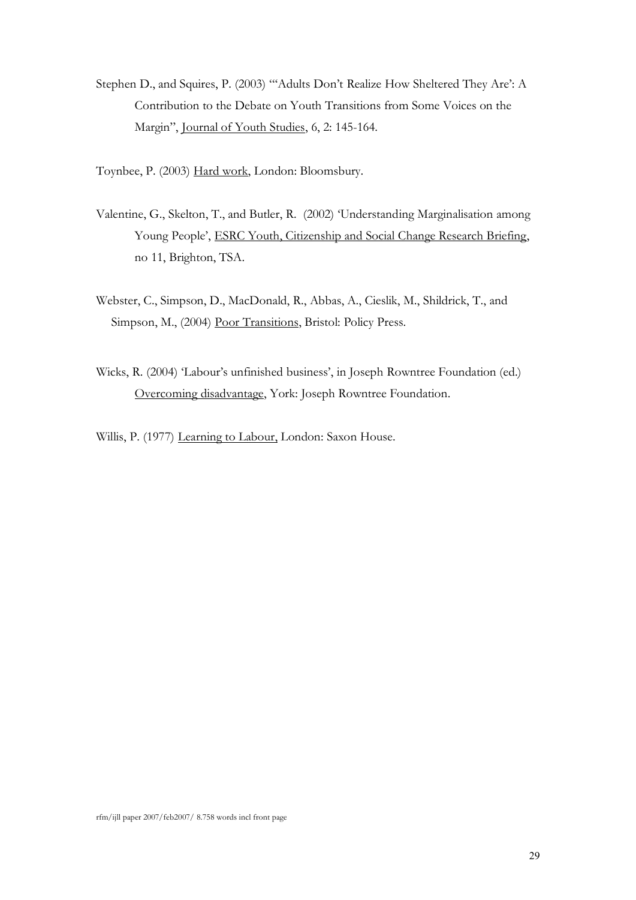Stephen D., and Squires, P. (2003) "'Adults Don't Realize How Sheltered They Are': A Contribution to the Debate on Youth Transitions from Some Voices on the Margin", Journal of Youth Studies, 6, 2: 145-164.

Toynbee, P. (2003) Hard work, London: Bloomsbury.

Valentine, G., Skelton, T., and Butler, R. (2002) 'Understanding Marginalisation among Young People', ESRC Youth, Citizenship and Social Change Research Briefing, no 11, Brighton, TSA.

Webster, C., Simpson, D., MacDonald, R., Abbas, A., Cieslik, M., Shildrick, T., and Simpson, M., (2004) Poor Transitions, Bristol: Policy Press.

Wicks, R. (2004) 'Labour's unfinished business', in Joseph Rowntree Foundation (ed.) Overcoming disadvantage, York: Joseph Rowntree Foundation.

Willis, P. (1977) Learning to Labour, London: Saxon House.

rfm/ijll paper 2007/feb2007/ 8.758 words incl front page